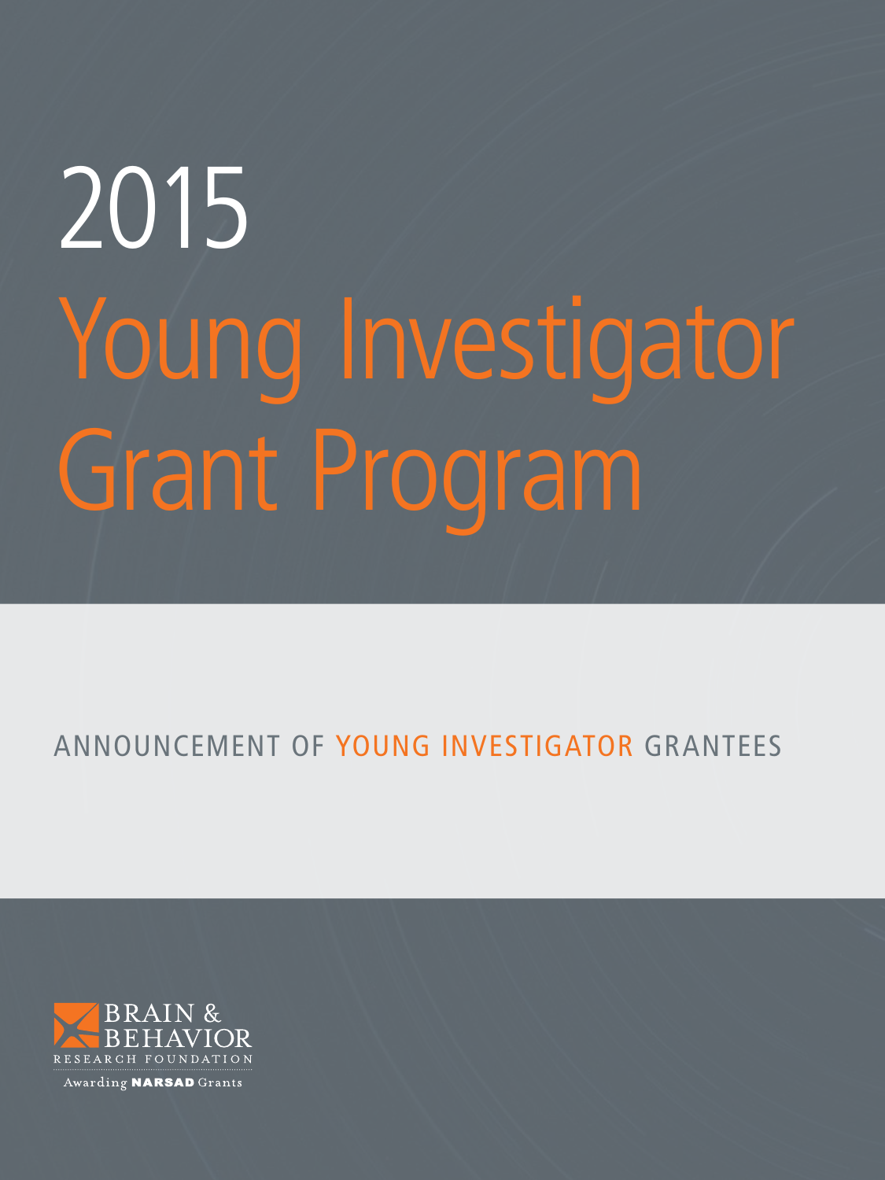# 2015 Young Investigator Grant Program

ANNOUNCEMENT OF YOUNG INVESTIGATOR GRANTEES

BRAIN & BEHAVIOR RESEARCH FOUNDATION

Awarding **NARSAD** Grants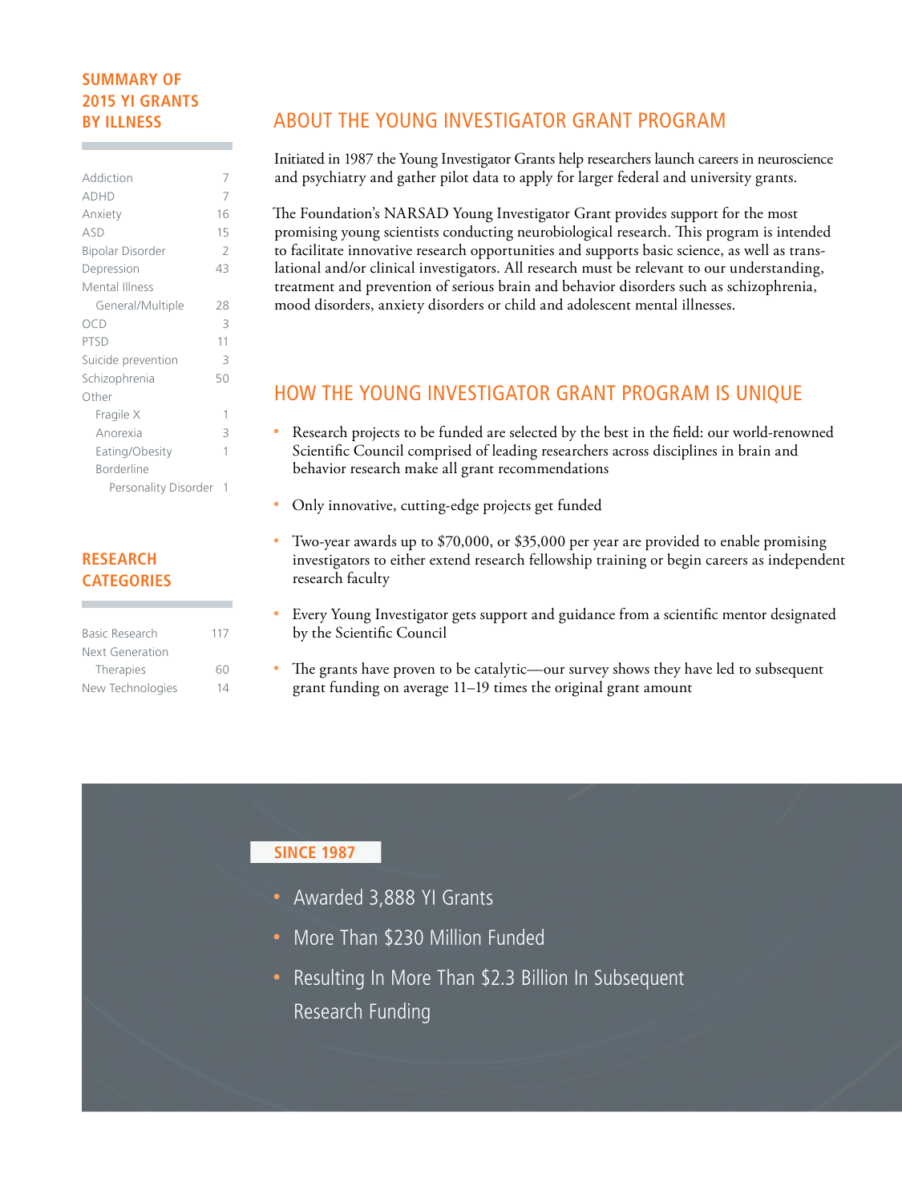## SUMMARY OF 2015 YI GRANTS BY ILLNESS

| Illness | Grants |
| --- | --- |
| Addiction | 7 |
| ADHD | 7 |
| Anxiety | 16 |
| ASD | 15 |
| Bipolar Disorder | 2 |
| Depression | 43 |
| Mental Illness General/Multiple | 28 |
| OCD | 3 |
| PTSD | 11 |
| Suicide prevention | 3 |
| Schizophrenia | 50 |
| Other | |
| Fragile X | 1 |
| Anorexia | 3 |
| Eating/Obesity | 1 |
| Borderline Personality Disorder | 1 |

## RESEARCH CATEGORIES

| Category | Grants |
| --- | --- |
| Basic Research | 117 |
| Next Generation Therapies | 60 |
| New Technologies | 14 |

## ABOUT THE YOUNG INVESTIGATOR GRANT PROGRAM

Initiated in 1987 the Young Investigator Grants help researchers launch careers in neuroscience and psychiatry and gather pilot data to apply for larger federal and university grants.

The Foundation's NARSAD Young Investigator Grant provides support for the most promising young scientists conducting neurobiological research. This program is intended to facilitate innovative research opportunities and supports basic science, as well as translational and/or clinical investigators. All research must be relevant to our understanding, treatment and prevention of serious brain and behavior disorders such as schizophrenia, mood disorders, anxiety disorders or child and adolescent mental illnesses.

## HOW THE YOUNG INVESTIGATOR GRANT PROGRAM IS UNIQUE

- Research projects to be funded are selected by the best in the field: our world-renowned Scientific Council comprised of leading researchers across disciplines in brain and behavior research make all grant recommendations
- Only innovative, cutting-edge projects get funded
- Two-year awards up to $70,000, or $35,000 per year are provided to enable promising investigators to either extend research fellowship training or begin careers as independent research faculty
- Every Young Investigator gets support and guidance from a scientific mentor designated by the Scientific Council
- The grants have proven to be catalytic—our survey shows they have led to subsequent grant funding on average 11–19 times the original grant amount

### SINCE 1987

- Awarded 3,888 YI Grants
- More Than $230 Million Funded
- Resulting In More Than $2.3 Billion In Subsequent Research Funding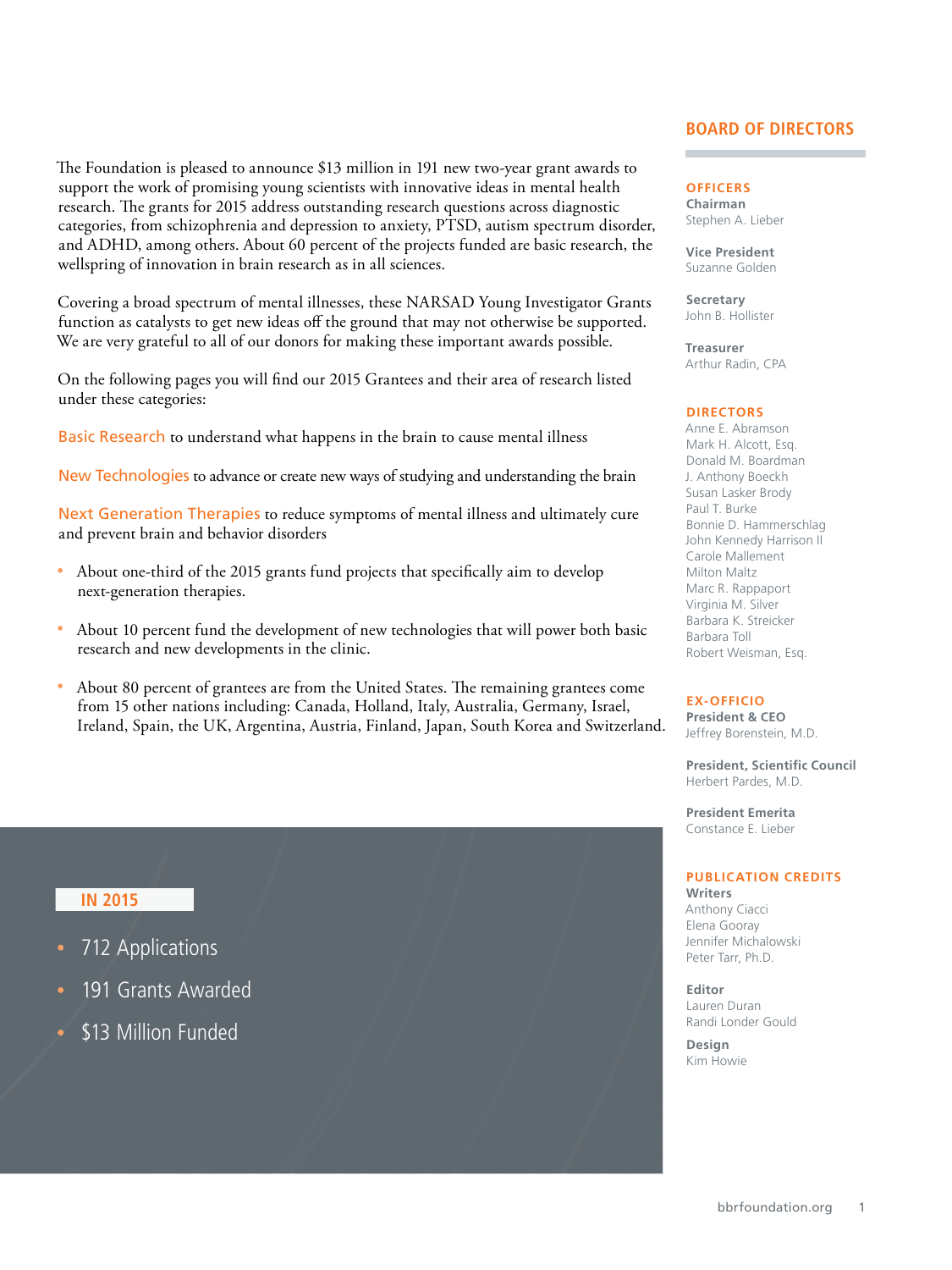The Foundation is pleased to announce $13 million in 191 new two-year grant awards to support the work of promising young scientists with innovative ideas in mental health research. The grants for 2015 address outstanding research questions across diagnostic categories, from schizophrenia and depression to anxiety, PTSD, autism spectrum disorder, and ADHD, among others. About 60 percent of the projects funded are basic research, the wellspring of innovation in brain research as in all sciences.

Covering a broad spectrum of mental illnesses, these NARSAD Young Investigator Grants function as catalysts to get new ideas off the ground that may not otherwise be supported. We are very grateful to all of our donors for making these important awards possible.

On the following pages you will find our 2015 Grantees and their area of research listed under these categories:

**Basic Research** to understand what happens in the brain to cause mental illness

**New Technologies** to advance or create new ways of studying and understanding the brain

**Next Generation Therapies** to reduce symptoms of mental illness and ultimately cure and prevent brain and behavior disorders

- About one-third of the 2015 grants fund projects that specifically aim to develop next-generation therapies.
- About 10 percent fund the development of new technologies that will power both basic research and new developments in the clinic.
- About 80 percent of grantees are from the United States. The remaining grantees come from 15 other nations including: Canada, Holland, Italy, Australia, Germany, Israel, Ireland, Spain, the UK, Argentina, Austria, Finland, Japan, South Korea and Switzerland.

### IN 2015

- 712 Applications
- 191 Grants Awarded
- $13 Million Funded

## BOARD OF DIRECTORS

### OFFICERS

**Chairman**
Stephen A. Lieber

**Vice President**
Suzanne Golden

**Secretary**
John B. Hollister

**Treasurer**
Arthur Radin, CPA

### DIRECTORS

Anne E. Abramson
Mark H. Alcott, Esq.
Donald M. Boardman
J. Anthony Boeckh
Susan Lasker Brody
Paul T. Burke
Bonnie D. Hammerschlag
John Kennedy Harrison II
Carole Mallement
Milton Maltz
Marc R. Rappaport
Virginia M. Silver
Barbara K. Streicker
Barbara Toll
Robert Weisman, Esq.

### EX-OFFICIO

**President & CEO**
Jeffrey Borenstein, M.D.

**President, Scientific Council**
Herbert Pardes, M.D.

**President Emerita**
Constance E. Lieber

### PUBLICATION CREDITS

**Writers**
Anthony Ciacci
Elena Gooray
Jennifer Michalowski
Peter Tarr, Ph.D.

**Editor**
Lauren Duran
Randi Londer Gould

**Design**
Kim Howie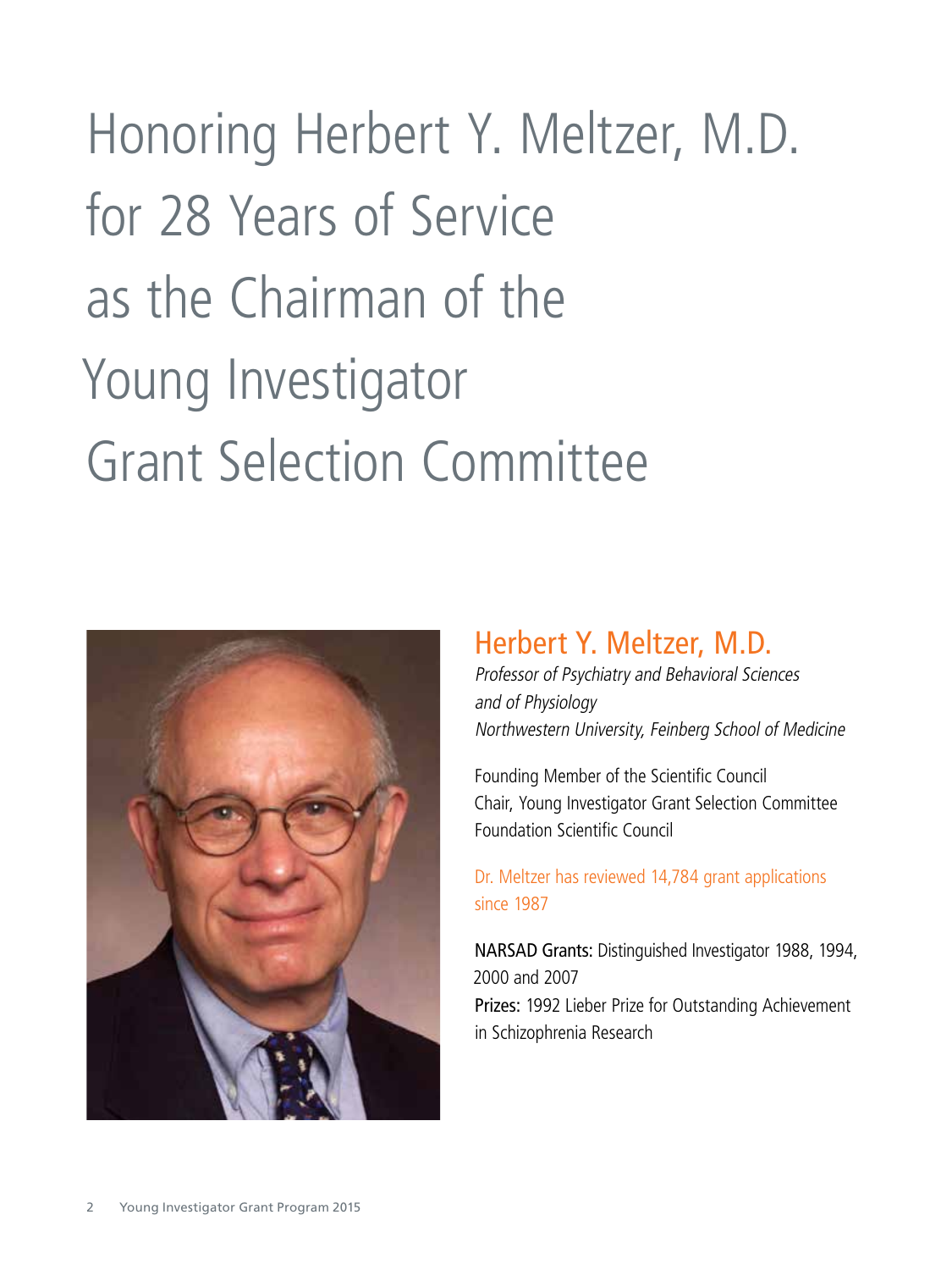# Honoring Herbert Y. Meltzer, M.D. for 28 Years of Service as the Chairman of the Young Investigator Grant Selection Committee

## Herbert Y. Meltzer, M.D.

*Professor of Psychiatry and Behavioral Sciences*
*and of Physiology*
*Northwestern University, Feinberg School of Medicine*

Founding Member of the Scientific Council
Chair, Young Investigator Grant Selection Committee
Foundation Scientific Council

Dr. Meltzer has reviewed 14,784 grant applications since 1987

**NARSAD Grants:** Distinguished Investigator 1988, 1994, 2000 and 2007
**Prizes:** 1992 Lieber Prize for Outstanding Achievement in Schizophrenia Research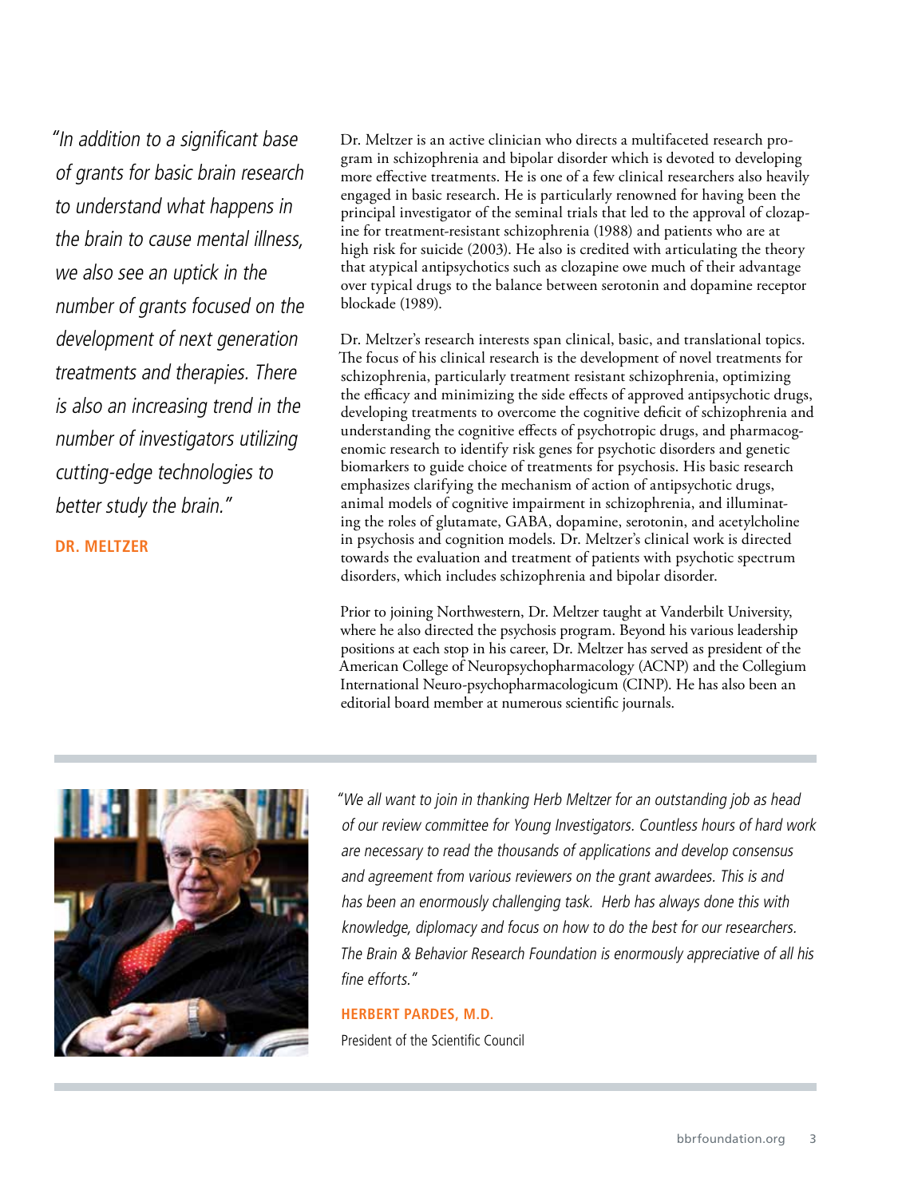*"In addition to a significant base of grants for basic brain research to understand what happens in the brain to cause mental illness, we also see an uptick in the number of grants focused on the development of next generation treatments and therapies. There is also an increasing trend in the number of investigators utilizing cutting-edge technologies to better study the brain."*

**DR. MELTZER**

Dr. Meltzer is an active clinician who directs a multifaceted research program in schizophrenia and bipolar disorder which is devoted to developing more effective treatments. He is one of a few clinical researchers also heavily engaged in basic research. He is particularly renowned for having been the principal investigator of the seminal trials that led to the approval of clozapine for treatment-resistant schizophrenia (1988) and patients who are at high risk for suicide (2003). He also is credited with articulating the theory that atypical antipsychotics such as clozapine owe much of their advantage over typical drugs to the balance between serotonin and dopamine receptor blockade (1989).

Dr. Meltzer's research interests span clinical, basic, and translational topics. The focus of his clinical research is the development of novel treatments for schizophrenia, particularly treatment resistant schizophrenia, optimizing the efficacy and minimizing the side effects of approved antipsychotic drugs, developing treatments to overcome the cognitive deficit of schizophrenia and understanding the cognitive effects of psychotropic drugs, and pharmacogenomic research to identify risk genes for psychotic disorders and genetic biomarkers to guide choice of treatments for psychosis. His basic research emphasizes clarifying the mechanism of action of antipsychotic drugs, animal models of cognitive impairment in schizophrenia, and illuminating the roles of glutamate, GABA, dopamine, serotonin, and acetylcholine in psychosis and cognition models. Dr. Meltzer's clinical work is directed towards the evaluation and treatment of patients with psychotic spectrum disorders, which includes schizophrenia and bipolar disorder.

Prior to joining Northwestern, Dr. Meltzer taught at Vanderbilt University, where he also directed the psychosis program. Beyond his various leadership positions at each stop in his career, Dr. Meltzer has served as president of the American College of Neuropsychopharmacology (ACNP) and the Collegium International Neuro-psychopharmacologicum (CINP). He has also been an editorial board member at numerous scientific journals.

---

*"We all want to join in thanking Herb Meltzer for an outstanding job as head of our review committee for Young Investigators. Countless hours of hard work are necessary to read the thousands of applications and develop consensus and agreement from various reviewers on the grant awardees. This is and has been an enormously challenging task. Herb has always done this with knowledge, diplomacy and focus on how to do the best for our researchers. The Brain & Behavior Research Foundation is enormously appreciative of all his fine efforts."*

**HERBERT PARDES, M.D.**
President of the Scientific Council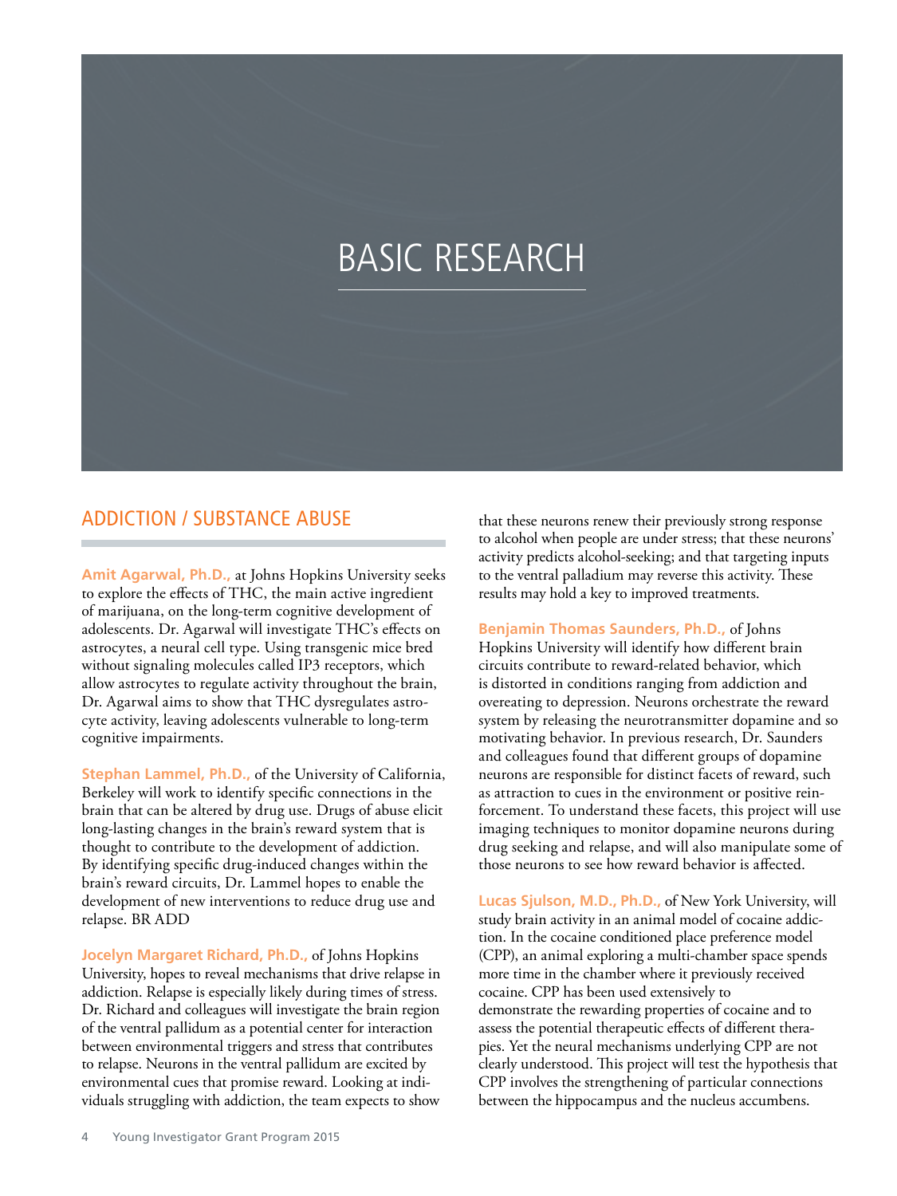# BASIC RESEARCH

## ADDICTION / SUBSTANCE ABUSE

**Amit Agarwal, Ph.D.,** at Johns Hopkins University seeks to explore the effects of THC, the main active ingredient of marijuana, on the long-term cognitive development of adolescents. Dr. Agarwal will investigate THC's effects on astrocytes, a neural cell type. Using transgenic mice bred without signaling molecules called IP3 receptors, which allow astrocytes to regulate activity throughout the brain, Dr. Agarwal aims to show that THC dysregulates astrocyte activity, leaving adolescents vulnerable to long-term cognitive impairments.

**Stephan Lammel, Ph.D.,** of the University of California, Berkeley will work to identify specific connections in the brain that can be altered by drug use. Drugs of abuse elicit long-lasting changes in the brain's reward system that is thought to contribute to the development of addiction. By identifying specific drug-induced changes within the brain's reward circuits, Dr. Lammel hopes to enable the development of new interventions to reduce drug use and relapse. BR ADD

**Jocelyn Margaret Richard, Ph.D.,** of Johns Hopkins University, hopes to reveal mechanisms that drive relapse in addiction. Relapse is especially likely during times of stress. Dr. Richard and colleagues will investigate the brain region of the ventral pallidum as a potential center for interaction between environmental triggers and stress that contributes to relapse. Neurons in the ventral pallidum are excited by environmental cues that promise reward. Looking at individuals struggling with addiction, the team expects to show that these neurons renew their previously strong response to alcohol when people are under stress; that these neurons' activity predicts alcohol-seeking; and that targeting inputs to the ventral palladium may reverse this activity. These results may hold a key to improved treatments.

**Benjamin Thomas Saunders, Ph.D.,** of Johns Hopkins University will identify how different brain circuits contribute to reward-related behavior, which is distorted in conditions ranging from addiction and overeating to depression. Neurons orchestrate the reward system by releasing the neurotransmitter dopamine and so motivating behavior. In previous research, Dr. Saunders and colleagues found that different groups of dopamine neurons are responsible for distinct facets of reward, such as attraction to cues in the environment or positive reinforcement. To understand these facets, this project will use imaging techniques to monitor dopamine neurons during drug seeking and relapse, and will also manipulate some of those neurons to see how reward behavior is affected.

**Lucas Sjulson, M.D., Ph.D.,** of New York University, will study brain activity in an animal model of cocaine addiction. In the cocaine conditioned place preference model (CPP), an animal exploring a multi-chamber space spends more time in the chamber where it previously received cocaine. CPP has been used extensively to demonstrate the rewarding properties of cocaine and to assess the potential therapeutic effects of different therapies. Yet the neural mechanisms underlying CPP are not clearly understood. This project will test the hypothesis that CPP involves the strengthening of particular connections between the hippocampus and the nucleus accumbens.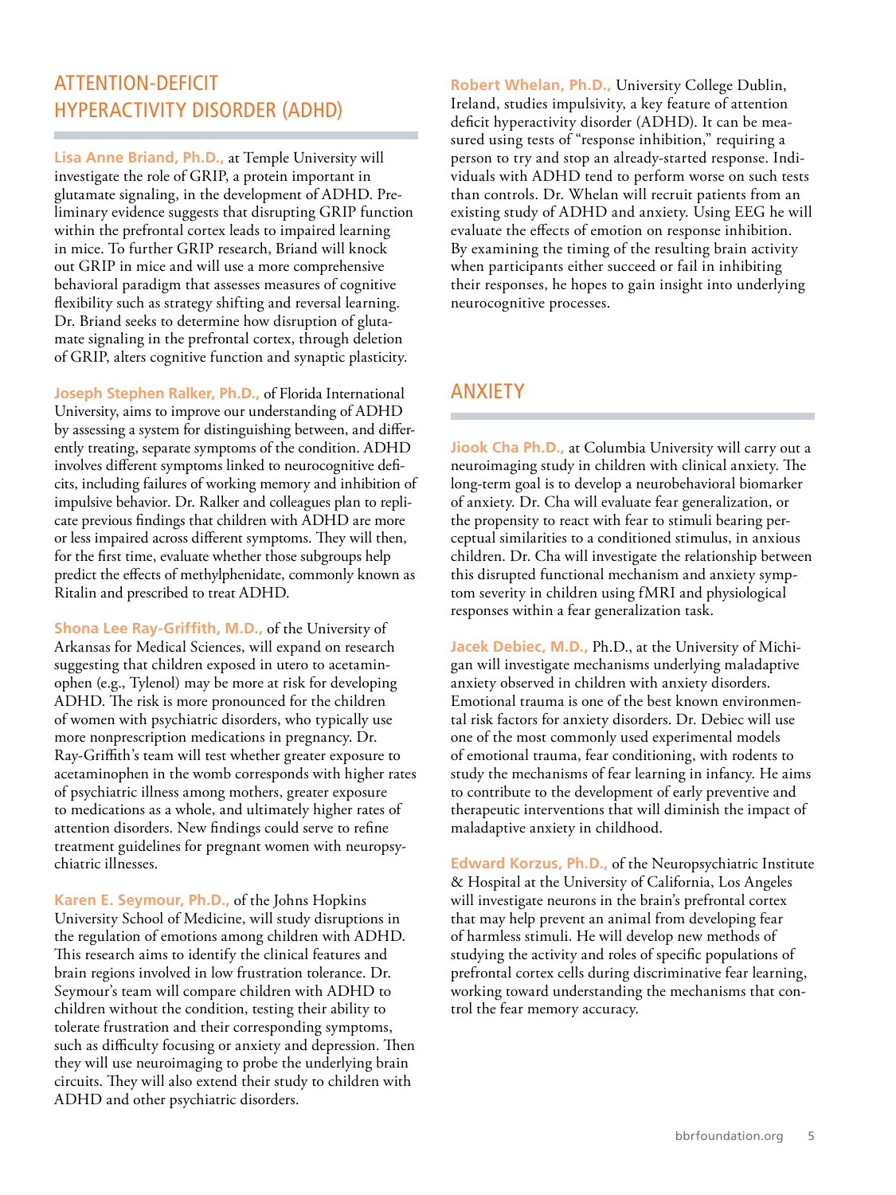## ATTENTION-DEFICIT HYPERACTIVITY DISORDER (ADHD)

**Lisa Anne Briand, Ph.D.,** at Temple University will investigate the role of GRIP, a protein important in glutamate signaling, in the development of ADHD. Preliminary evidence suggests that disrupting GRIP function within the prefrontal cortex leads to impaired learning in mice. To further GRIP research, Briand will knock out GRIP in mice and will use a more comprehensive behavioral paradigm that assesses measures of cognitive flexibility such as strategy shifting and reversal learning. Dr. Briand seeks to determine how disruption of glutamate signaling in the prefrontal cortex, through deletion of GRIP, alters cognitive function and synaptic plasticity.

**Joseph Stephen Ralker, Ph.D.,** of Florida International University, aims to improve our understanding of ADHD by assessing a system for distinguishing between, and differently treating, separate symptoms of the condition. ADHD involves different symptoms linked to neurocognitive deficits, including failures of working memory and inhibition of impulsive behavior. Dr. Ralker and colleagues plan to replicate previous findings that children with ADHD are more or less impaired across different symptoms. They will then, for the first time, evaluate whether those subgroups help predict the effects of methylphenidate, commonly known as Ritalin and prescribed to treat ADHD.

**Shona Lee Ray-Griffith, M.D.,** of the University of Arkansas for Medical Sciences, will expand on research suggesting that children exposed in utero to acetaminophen (e.g., Tylenol) may be more at risk for developing ADHD. The risk is more pronounced for the children of women with psychiatric disorders, who typically use more nonprescription medications in pregnancy. Dr. Ray-Griffith's team will test whether greater exposure to acetaminophen in the womb corresponds with higher rates of psychiatric illness among mothers, greater exposure to medications as a whole, and ultimately higher rates of attention disorders. New findings could serve to refine treatment guidelines for pregnant women with neuropsychiatric illnesses.

**Karen E. Seymour, Ph.D.,** of the Johns Hopkins University School of Medicine, will study disruptions in the regulation of emotions among children with ADHD. This research aims to identify the clinical features and brain regions involved in low frustration tolerance. Dr. Seymour's team will compare children with ADHD to children without the condition, testing their ability to tolerate frustration and their corresponding symptoms, such as difficulty focusing or anxiety and depression. Then they will use neuroimaging to probe the underlying brain circuits. They will also extend their study to children with ADHD and other psychiatric disorders.

**Robert Whelan, Ph.D.,** University College Dublin, Ireland, studies impulsivity, a key feature of attention deficit hyperactivity disorder (ADHD). It can be measured using tests of "response inhibition," requiring a person to try and stop an already-started response. Individuals with ADHD tend to perform worse on such tests than controls. Dr. Whelan will recruit patients from an existing study of ADHD and anxiety. Using EEG he will evaluate the effects of emotion on response inhibition. By examining the timing of the resulting brain activity when participants either succeed or fail in inhibiting their responses, he hopes to gain insight into underlying neurocognitive processes.

## ANXIETY

**Jiook Cha Ph.D.,** at Columbia University will carry out a neuroimaging study in children with clinical anxiety. The long-term goal is to develop a neurobehavioral biomarker of anxiety. Dr. Cha will evaluate fear generalization, or the propensity to react with fear to stimuli bearing perceptual similarities to a conditioned stimulus, in anxious children. Dr. Cha will investigate the relationship between this disrupted functional mechanism and anxiety symptom severity in children using fMRI and physiological responses within a fear generalization task.

**Jacek Debiec, M.D.,** Ph.D., at the University of Michigan will investigate mechanisms underlying maladaptive anxiety observed in children with anxiety disorders. Emotional trauma is one of the best known environmental risk factors for anxiety disorders. Dr. Debiec will use one of the most commonly used experimental models of emotional trauma, fear conditioning, with rodents to study the mechanisms of fear learning in infancy. He aims to contribute to the development of early preventive and therapeutic interventions that will diminish the impact of maladaptive anxiety in childhood.

**Edward Korzus, Ph.D.,** of the Neuropsychiatric Institute & Hospital at the University of California, Los Angeles will investigate neurons in the brain's prefrontal cortex that may help prevent an animal from developing fear of harmless stimuli. He will develop new methods of studying the activity and roles of specific populations of prefrontal cortex cells during discriminative fear learning, working toward understanding the mechanisms that control the fear memory accuracy.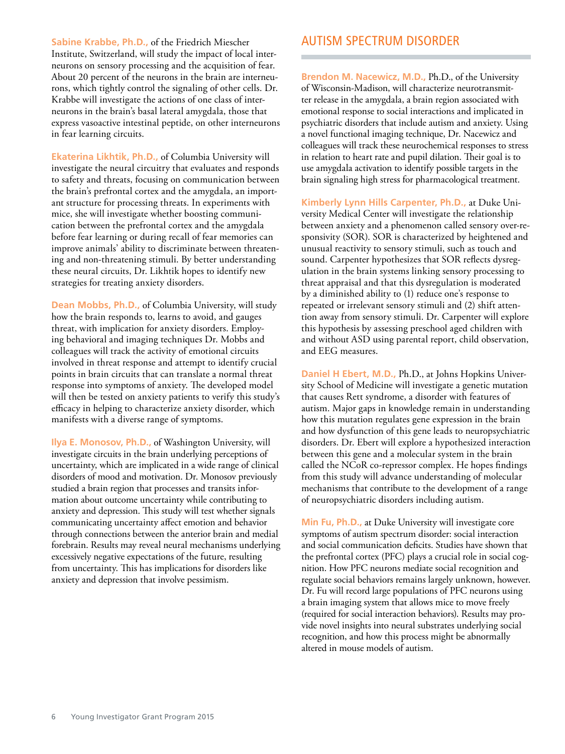**Sabine Krabbe, Ph.D.,** of the Friedrich Miescher Institute, Switzerland, will study the impact of local interneurons on sensory processing and the acquisition of fear. About 20 percent of the neurons in the brain are interneurons, which tightly control the signaling of other cells. Dr. Krabbe will investigate the actions of one class of interneurons in the brain's basal lateral amygdala, those that express vasoactive intestinal peptide, on other interneurons in fear learning circuits.

**Ekaterina Likhtik, Ph.D.,** of Columbia University will investigate the neural circuitry that evaluates and responds to safety and threats, focusing on communication between the brain's prefrontal cortex and the amygdala, an important structure for processing threats. In experiments with mice, she will investigate whether boosting communication between the prefrontal cortex and the amygdala before fear learning or during recall of fear memories can improve animals' ability to discriminate between threatening and non-threatening stimuli. By better understanding these neural circuits, Dr. Likhtik hopes to identify new strategies for treating anxiety disorders.

**Dean Mobbs, Ph.D.,** of Columbia University, will study how the brain responds to, learns to avoid, and gauges threat, with implication for anxiety disorders. Employing behavioral and imaging techniques Dr. Mobbs and colleagues will track the activity of emotional circuits involved in threat response and attempt to identify crucial points in brain circuits that can translate a normal threat response into symptoms of anxiety. The developed model will then be tested on anxiety patients to verify this study's efficacy in helping to characterize anxiety disorder, which manifests with a diverse range of symptoms.

**Ilya E. Monosov, Ph.D.,** of Washington University, will investigate circuits in the brain underlying perceptions of uncertainty, which are implicated in a wide range of clinical disorders of mood and motivation. Dr. Monosov previously studied a brain region that processes and transits information about outcome uncertainty while contributing to anxiety and depression. This study will test whether signals communicating uncertainty affect emotion and behavior through connections between the anterior brain and medial forebrain. Results may reveal neural mechanisms underlying excessively negative expectations of the future, resulting from uncertainty. This has implications for disorders like anxiety and depression that involve pessimism.

## AUTISM SPECTRUM DISORDER

**Brendon M. Nacewicz, M.D.,** Ph.D., of the University of Wisconsin-Madison, will characterize neurotransmitter release in the amygdala, a brain region associated with emotional response to social interactions and implicated in psychiatric disorders that include autism and anxiety. Using a novel functional imaging technique, Dr. Nacewicz and colleagues will track these neurochemical responses to stress in relation to heart rate and pupil dilation. Their goal is to use amygdala activation to identify possible targets in the brain signaling high stress for pharmacological treatment.

**Kimberly Lynn Hills Carpenter, Ph.D.,** at Duke University Medical Center will investigate the relationship between anxiety and a phenomenon called sensory over-responsivity (SOR). SOR is characterized by heightened and unusual reactivity to sensory stimuli, such as touch and sound. Carpenter hypothesizes that SOR reflects dysregulation in the brain systems linking sensory processing to threat appraisal and that this dysregulation is moderated by a diminished ability to (1) reduce one's response to repeated or irrelevant sensory stimuli and (2) shift attention away from sensory stimuli. Dr. Carpenter will explore this hypothesis by assessing preschool aged children with and without ASD using parental report, child observation, and EEG measures.

**Daniel H Ebert, M.D.,** Ph.D., at Johns Hopkins University School of Medicine will investigate a genetic mutation that causes Rett syndrome, a disorder with features of autism. Major gaps in knowledge remain in understanding how this mutation regulates gene expression in the brain and how dysfunction of this gene leads to neuropsychiatric disorders. Dr. Ebert will explore a hypothesized interaction between this gene and a molecular system in the brain called the NCoR co-repressor complex. He hopes findings from this study will advance understanding of molecular mechanisms that contribute to the development of a range of neuropsychiatric disorders including autism.

**Min Fu, Ph.D.,** at Duke University will investigate core symptoms of autism spectrum disorder: social interaction and social communication deficits. Studies have shown that the prefrontal cortex (PFC) plays a crucial role in social cognition. How PFC neurons mediate social recognition and regulate social behaviors remains largely unknown, however. Dr. Fu will record large populations of PFC neurons using a brain imaging system that allows mice to move freely (required for social interaction behaviors). Results may provide novel insights into neural substrates underlying social recognition, and how this process might be abnormally altered in mouse models of autism.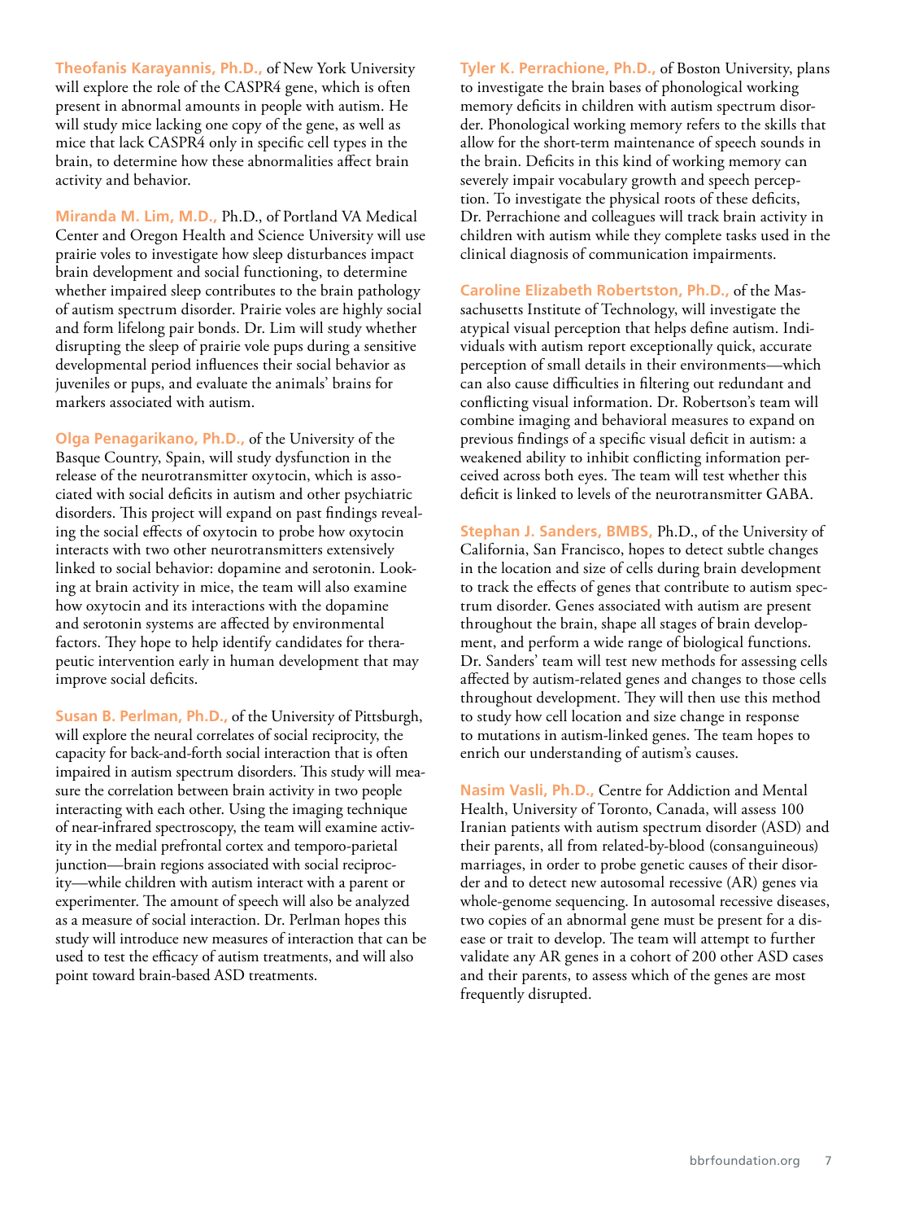**Theofanis Karayannis, Ph.D.,** of New York University will explore the role of the CASPR4 gene, which is often present in abnormal amounts in people with autism. He will study mice lacking one copy of the gene, as well as mice that lack CASPR4 only in specific cell types in the brain, to determine how these abnormalities affect brain activity and behavior.

**Miranda M. Lim, M.D.,** Ph.D., of Portland VA Medical Center and Oregon Health and Science University will use prairie voles to investigate how sleep disturbances impact brain development and social functioning, to determine whether impaired sleep contributes to the brain pathology of autism spectrum disorder. Prairie voles are highly social and form lifelong pair bonds. Dr. Lim will study whether disrupting the sleep of prairie vole pups during a sensitive developmental period influences their social behavior as juveniles or pups, and evaluate the animals' brains for markers associated with autism.

**Olga Penagarikano, Ph.D.,** of the University of the Basque Country, Spain, will study dysfunction in the release of the neurotransmitter oxytocin, which is associated with social deficits in autism and other psychiatric disorders. This project will expand on past findings revealing the social effects of oxytocin to probe how oxytocin interacts with two other neurotransmitters extensively linked to social behavior: dopamine and serotonin. Looking at brain activity in mice, the team will also examine how oxytocin and its interactions with the dopamine and serotonin systems are affected by environmental factors. They hope to help identify candidates for therapeutic intervention early in human development that may improve social deficits.

**Susan B. Perlman, Ph.D.,** of the University of Pittsburgh, will explore the neural correlates of social reciprocity, the capacity for back-and-forth social interaction that is often impaired in autism spectrum disorders. This study will measure the correlation between brain activity in two people interacting with each other. Using the imaging technique of near-infrared spectroscopy, the team will examine activity in the medial prefrontal cortex and temporo-parietal junction—brain regions associated with social reciprocity—while children with autism interact with a parent or experimenter. The amount of speech will also be analyzed as a measure of social interaction. Dr. Perlman hopes this study will introduce new measures of interaction that can be used to test the efficacy of autism treatments, and will also point toward brain-based ASD treatments.

**Tyler K. Perrachione, Ph.D.,** of Boston University, plans to investigate the brain bases of phonological working memory deficits in children with autism spectrum disorder. Phonological working memory refers to the skills that allow for the short-term maintenance of speech sounds in the brain. Deficits in this kind of working memory can severely impair vocabulary growth and speech perception. To investigate the physical roots of these deficits, Dr. Perrachione and colleagues will track brain activity in children with autism while they complete tasks used in the clinical diagnosis of communication impairments.

**Caroline Elizabeth Robertston, Ph.D.,** of the Massachusetts Institute of Technology, will investigate the atypical visual perception that helps define autism. Individuals with autism report exceptionally quick, accurate perception of small details in their environments—which can also cause difficulties in filtering out redundant and conflicting visual information. Dr. Robertson's team will combine imaging and behavioral measures to expand on previous findings of a specific visual deficit in autism: a weakened ability to inhibit conflicting information perceived across both eyes. The team will test whether this deficit is linked to levels of the neurotransmitter GABA.

**Stephan J. Sanders, BMBS,** Ph.D., of the University of California, San Francisco, hopes to detect subtle changes in the location and size of cells during brain development to track the effects of genes that contribute to autism spectrum disorder. Genes associated with autism are present throughout the brain, shape all stages of brain development, and perform a wide range of biological functions. Dr. Sanders' team will test new methods for assessing cells affected by autism-related genes and changes to those cells throughout development. They will then use this method to study how cell location and size change in response to mutations in autism-linked genes. The team hopes to enrich our understanding of autism's causes.

**Nasim Vasli, Ph.D.,** Centre for Addiction and Mental Health, University of Toronto, Canada, will assess 100 Iranian patients with autism spectrum disorder (ASD) and their parents, all from related-by-blood (consanguineous) marriages, in order to probe genetic causes of their disorder and to detect new autosomal recessive (AR) genes via whole-genome sequencing. In autosomal recessive diseases, two copies of an abnormal gene must be present for a disease or trait to develop. The team will attempt to further validate any AR genes in a cohort of 200 other ASD cases and their parents, to assess which of the genes are most frequently disrupted.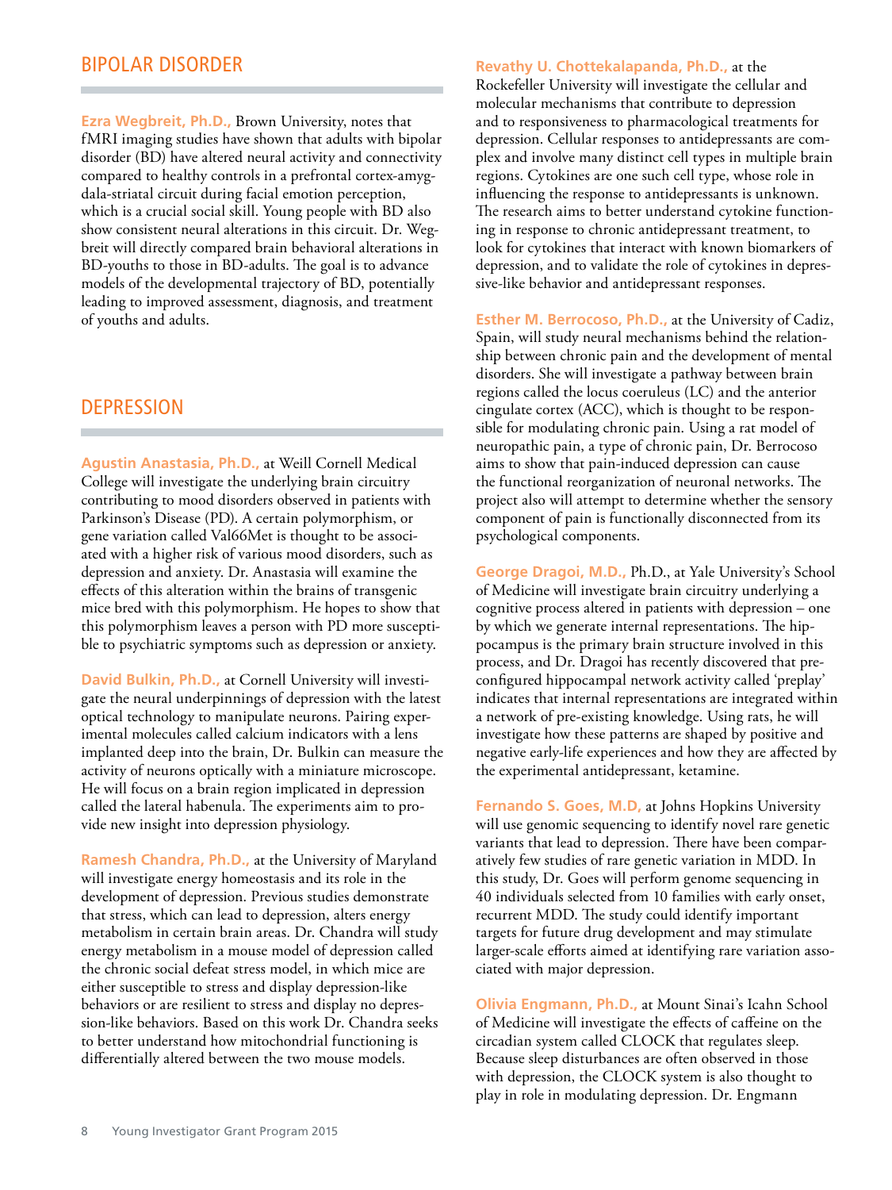## BIPOLAR DISORDER

**Ezra Wegbreit, Ph.D.,** Brown University, notes that fMRI imaging studies have shown that adults with bipolar disorder (BD) have altered neural activity and connectivity compared to healthy controls in a prefrontal cortex-amygdala-striatal circuit during facial emotion perception, which is a crucial social skill. Young people with BD also show consistent neural alterations in this circuit. Dr. Wegbreit will directly compared brain behavioral alterations in BD-youths to those in BD-adults. The goal is to advance models of the developmental trajectory of BD, potentially leading to improved assessment, diagnosis, and treatment of youths and adults.

## DEPRESSION

**Agustin Anastasia, Ph.D.,** at Weill Cornell Medical College will investigate the underlying brain circuitry contributing to mood disorders observed in patients with Parkinson's Disease (PD). A certain polymorphism, or gene variation called Val66Met is thought to be associated with a higher risk of various mood disorders, such as depression and anxiety. Dr. Anastasia will examine the effects of this alteration within the brains of transgenic mice bred with this polymorphism. He hopes to show that this polymorphism leaves a person with PD more susceptible to psychiatric symptoms such as depression or anxiety.

**David Bulkin, Ph.D.,** at Cornell University will investigate the neural underpinnings of depression with the latest optical technology to manipulate neurons. Pairing experimental molecules called calcium indicators with a lens implanted deep into the brain, Dr. Bulkin can measure the activity of neurons optically with a miniature microscope. He will focus on a brain region implicated in depression called the lateral habenula. The experiments aim to provide new insight into depression physiology.

**Ramesh Chandra, Ph.D.,** at the University of Maryland will investigate energy homeostasis and its role in the development of depression. Previous studies demonstrate that stress, which can lead to depression, alters energy metabolism in certain brain areas. Dr. Chandra will study energy metabolism in a mouse model of depression called the chronic social defeat stress model, in which mice are either susceptible to stress and display depression-like behaviors or are resilient to stress and display no depression-like behaviors. Based on this work Dr. Chandra seeks to better understand how mitochondrial functioning is differentially altered between the two mouse models.

**Revathy U. Chottekalapanda, Ph.D.,** at the Rockefeller University will investigate the cellular and molecular mechanisms that contribute to depression and to responsiveness to pharmacological treatments for depression. Cellular responses to antidepressants are complex and involve many distinct cell types in multiple brain regions. Cytokines are one such cell type, whose role in influencing the response to antidepressants is unknown. The research aims to better understand cytokine functioning in response to chronic antidepressant treatment, to look for cytokines that interact with known biomarkers of depression, and to validate the role of cytokines in depressive-like behavior and antidepressant responses.

**Esther M. Berrocoso, Ph.D.,** at the University of Cadiz, Spain, will study neural mechanisms behind the relationship between chronic pain and the development of mental disorders. She will investigate a pathway between brain regions called the locus coeruleus (LC) and the anterior cingulate cortex (ACC), which is thought to be responsible for modulating chronic pain. Using a rat model of neuropathic pain, a type of chronic pain, Dr. Berrocoso aims to show that pain-induced depression can cause the functional reorganization of neuronal networks. The project also will attempt to determine whether the sensory component of pain is functionally disconnected from its psychological components.

**George Dragoi, M.D.,** Ph.D., at Yale University's School of Medicine will investigate brain circuitry underlying a cognitive process altered in patients with depression – one by which we generate internal representations. The hippocampus is the primary brain structure involved in this process, and Dr. Dragoi has recently discovered that preconfigured hippocampal network activity called 'preplay' indicates that internal representations are integrated within a network of pre-existing knowledge. Using rats, he will investigate how these patterns are shaped by positive and negative early-life experiences and how they are affected by the experimental antidepressant, ketamine.

**Fernando S. Goes, M.D,** at Johns Hopkins University will use genomic sequencing to identify novel rare genetic variants that lead to depression. There have been comparatively few studies of rare genetic variation in MDD. In this study, Dr. Goes will perform genome sequencing in 40 individuals selected from 10 families with early onset, recurrent MDD. The study could identify important targets for future drug development and may stimulate larger-scale efforts aimed at identifying rare variation associated with major depression.

**Olivia Engmann, Ph.D.,** at Mount Sinai's Icahn School of Medicine will investigate the effects of caffeine on the circadian system called CLOCK that regulates sleep. Because sleep disturbances are often observed in those with depression, the CLOCK system is also thought to play in role in modulating depression. Dr. Engmann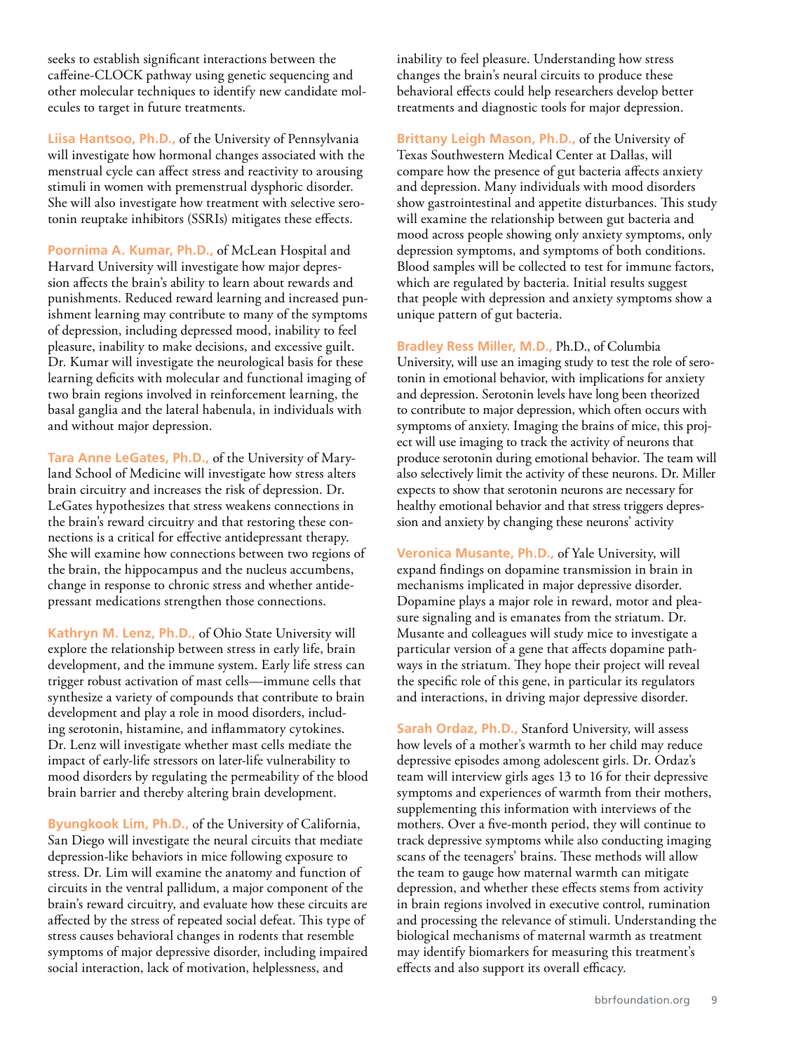seeks to establish significant interactions between the caffeine-CLOCK pathway using genetic sequencing and other molecular techniques to identify new candidate molecules to target in future treatments.

**Liisa Hantsoo, Ph.D.,** of the University of Pennsylvania will investigate how hormonal changes associated with the menstrual cycle can affect stress and reactivity to arousing stimuli in women with premenstrual dysphoric disorder. She will also investigate how treatment with selective serotonin reuptake inhibitors (SSRIs) mitigates these effects.

**Poornima A. Kumar, Ph.D.,** of McLean Hospital and Harvard University will investigate how major depression affects the brain's ability to learn about rewards and punishments. Reduced reward learning and increased punishment learning may contribute to many of the symptoms of depression, including depressed mood, inability to feel pleasure, inability to make decisions, and excessive guilt. Dr. Kumar will investigate the neurological basis for these learning deficits with molecular and functional imaging of two brain regions involved in reinforcement learning, the basal ganglia and the lateral habenula, in individuals with and without major depression.

**Tara Anne LeGates, Ph.D.,** of the University of Maryland School of Medicine will investigate how stress alters brain circuitry and increases the risk of depression. Dr. LeGates hypothesizes that stress weakens connections in the brain's reward circuitry and that restoring these connections is a critical for effective antidepressant therapy. She will examine how connections between two regions of the brain, the hippocampus and the nucleus accumbens, change in response to chronic stress and whether antidepressant medications strengthen those connections.

**Kathryn M. Lenz, Ph.D.,** of Ohio State University will explore the relationship between stress in early life, brain development, and the immune system. Early life stress can trigger robust activation of mast cells—immune cells that synthesize a variety of compounds that contribute to brain development and play a role in mood disorders, including serotonin, histamine, and inflammatory cytokines. Dr. Lenz will investigate whether mast cells mediate the impact of early-life stressors on later-life vulnerability to mood disorders by regulating the permeability of the blood brain barrier and thereby altering brain development.

**Byungkook Lim, Ph.D.,** of the University of California, San Diego will investigate the neural circuits that mediate depression-like behaviors in mice following exposure to stress. Dr. Lim will examine the anatomy and function of circuits in the ventral pallidum, a major component of the brain's reward circuitry, and evaluate how these circuits are affected by the stress of repeated social defeat. This type of stress causes behavioral changes in rodents that resemble symptoms of major depressive disorder, including impaired social interaction, lack of motivation, helplessness, and inability to feel pleasure. Understanding how stress changes the brain's neural circuits to produce these behavioral effects could help researchers develop better treatments and diagnostic tools for major depression.

**Brittany Leigh Mason, Ph.D.,** of the University of Texas Southwestern Medical Center at Dallas, will compare how the presence of gut bacteria affects anxiety and depression. Many individuals with mood disorders show gastrointestinal and appetite disturbances. This study will examine the relationship between gut bacteria and mood across people showing only anxiety symptoms, only depression symptoms, and symptoms of both conditions. Blood samples will be collected to test for immune factors, which are regulated by bacteria. Initial results suggest that people with depression and anxiety symptoms show a unique pattern of gut bacteria.

**Bradley Ress Miller, M.D.,** Ph.D., of Columbia University, will use an imaging study to test the role of serotonin in emotional behavior, with implications for anxiety and depression. Serotonin levels have long been theorized to contribute to major depression, which often occurs with symptoms of anxiety. Imaging the brains of mice, this project will use imaging to track the activity of neurons that produce serotonin during emotional behavior. The team will also selectively limit the activity of these neurons. Dr. Miller expects to show that serotonin neurons are necessary for healthy emotional behavior and that stress triggers depression and anxiety by changing these neurons' activity

**Veronica Musante, Ph.D.,** of Yale University, will expand findings on dopamine transmission in brain in mechanisms implicated in major depressive disorder. Dopamine plays a major role in reward, motor and pleasure signaling and is emanates from the striatum. Dr. Musante and colleagues will study mice to investigate a particular version of a gene that affects dopamine pathways in the striatum. They hope their project will reveal the specific role of this gene, in particular its regulators and interactions, in driving major depressive disorder.

**Sarah Ordaz, Ph.D.,** Stanford University, will assess how levels of a mother's warmth to her child may reduce depressive episodes among adolescent girls. Dr. Ordaz's team will interview girls ages 13 to 16 for their depressive symptoms and experiences of warmth from their mothers, supplementing this information with interviews of the mothers. Over a five-month period, they will continue to track depressive symptoms while also conducting imaging scans of the teenagers' brains. These methods will allow the team to gauge how maternal warmth can mitigate depression, and whether these effects stems from activity in brain regions involved in executive control, rumination and processing the relevance of stimuli. Understanding the biological mechanisms of maternal warmth as treatment may identify biomarkers for measuring this treatment's effects and also support its overall efficacy.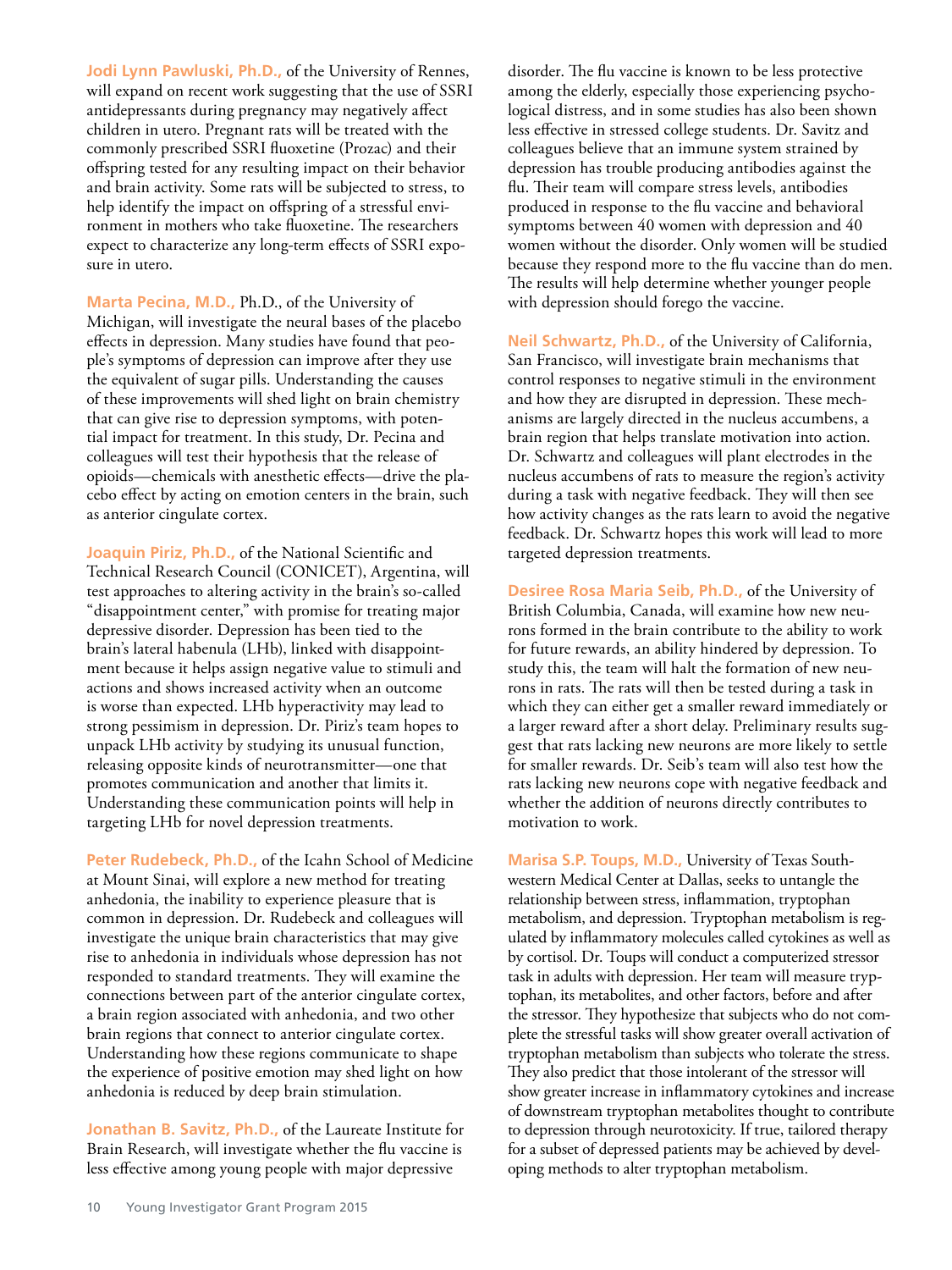**Jodi Lynn Pawluski, Ph.D.,** of the University of Rennes, will expand on recent work suggesting that the use of SSRI antidepressants during pregnancy may negatively affect children in utero. Pregnant rats will be treated with the commonly prescribed SSRI fluoxetine (Prozac) and their offspring tested for any resulting impact on their behavior and brain activity. Some rats will be subjected to stress, to help identify the impact on offspring of a stressful environment in mothers who take fluoxetine. The researchers expect to characterize any long-term effects of SSRI exposure in utero.

**Marta Pecina, M.D.,** Ph.D., of the University of Michigan, will investigate the neural bases of the placebo effects in depression. Many studies have found that people's symptoms of depression can improve after they use the equivalent of sugar pills. Understanding the causes of these improvements will shed light on brain chemistry that can give rise to depression symptoms, with potential impact for treatment. In this study, Dr. Pecina and colleagues will test their hypothesis that the release of opioids—chemicals with anesthetic effects—drive the placebo effect by acting on emotion centers in the brain, such as anterior cingulate cortex.

**Joaquin Piriz, Ph.D.,** of the National Scientific and Technical Research Council (CONICET), Argentina, will test approaches to altering activity in the brain's so-called "disappointment center," with promise for treating major depressive disorder. Depression has been tied to the brain's lateral habenula (LHb), linked with disappointment because it helps assign negative value to stimuli and actions and shows increased activity when an outcome is worse than expected. LHb hyperactivity may lead to strong pessimism in depression. Dr. Piriz's team hopes to unpack LHb activity by studying its unusual function, releasing opposite kinds of neurotransmitter—one that promotes communication and another that limits it. Understanding these communication points will help in targeting LHb for novel depression treatments.

**Peter Rudebeck, Ph.D.,** of the Icahn School of Medicine at Mount Sinai, will explore a new method for treating anhedonia, the inability to experience pleasure that is common in depression. Dr. Rudebeck and colleagues will investigate the unique brain characteristics that may give rise to anhedonia in individuals whose depression has not responded to standard treatments. They will examine the connections between part of the anterior cingulate cortex, a brain region associated with anhedonia, and two other brain regions that connect to anterior cingulate cortex. Understanding how these regions communicate to shape the experience of positive emotion may shed light on how anhedonia is reduced by deep brain stimulation.

**Jonathan B. Savitz, Ph.D.,** of the Laureate Institute for Brain Research, will investigate whether the flu vaccine is less effective among young people with major depressive disorder. The flu vaccine is known to be less protective among the elderly, especially those experiencing psychological distress, and in some studies has also been shown less effective in stressed college students. Dr. Savitz and colleagues believe that an immune system strained by depression has trouble producing antibodies against the flu. Their team will compare stress levels, antibodies produced in response to the flu vaccine and behavioral symptoms between 40 women with depression and 40 women without the disorder. Only women will be studied because they respond more to the flu vaccine than do men. The results will help determine whether younger people with depression should forego the vaccine.

**Neil Schwartz, Ph.D.,** of the University of California, San Francisco, will investigate brain mechanisms that control responses to negative stimuli in the environment and how they are disrupted in depression. These mechanisms are largely directed in the nucleus accumbens, a brain region that helps translate motivation into action. Dr. Schwartz and colleagues will plant electrodes in the nucleus accumbens of rats to measure the region's activity during a task with negative feedback. They will then see how activity changes as the rats learn to avoid the negative feedback. Dr. Schwartz hopes this work will lead to more targeted depression treatments.

**Desiree Rosa Maria Seib, Ph.D.,** of the University of British Columbia, Canada, will examine how new neurons formed in the brain contribute to the ability to work for future rewards, an ability hindered by depression. To study this, the team will halt the formation of new neurons in rats. The rats will then be tested during a task in which they can either get a smaller reward immediately or a larger reward after a short delay. Preliminary results suggest that rats lacking new neurons are more likely to settle for smaller rewards. Dr. Seib's team will also test how the rats lacking new neurons cope with negative feedback and whether the addition of neurons directly contributes to motivation to work.

**Marisa S.P. Toups, M.D.,** University of Texas Southwestern Medical Center at Dallas, seeks to untangle the relationship between stress, inflammation, tryptophan metabolism, and depression. Tryptophan metabolism is regulated by inflammatory molecules called cytokines as well as by cortisol. Dr. Toups will conduct a computerized stressor task in adults with depression. Her team will measure tryptophan, its metabolites, and other factors, before and after the stressor. They hypothesize that subjects who do not complete the stressful tasks will show greater overall activation of tryptophan metabolism than subjects who tolerate the stress. They also predict that those intolerant of the stressor will show greater increase in inflammatory cytokines and increase of downstream tryptophan metabolites thought to contribute to depression through neurotoxicity. If true, tailored therapy for a subset of depressed patients may be achieved by developing methods to alter tryptophan metabolism.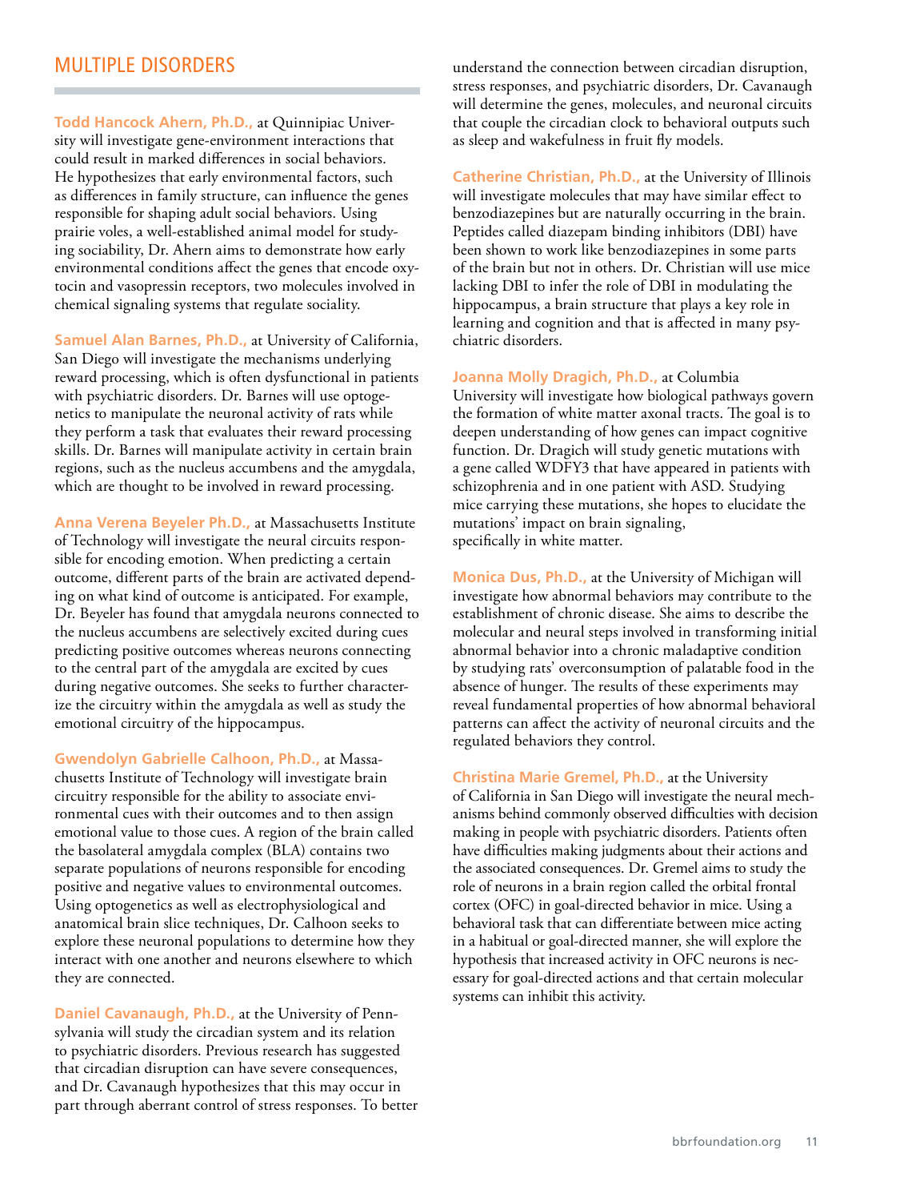## MULTIPLE DISORDERS

**Todd Hancock Ahern, Ph.D.,** at Quinnipiac University will investigate gene-environment interactions that could result in marked differences in social behaviors. He hypothesizes that early environmental factors, such as differences in family structure, can influence the genes responsible for shaping adult social behaviors. Using prairie voles, a well-established animal model for studying sociability, Dr. Ahern aims to demonstrate how early environmental conditions affect the genes that encode oxytocin and vasopressin receptors, two molecules involved in chemical signaling systems that regulate sociality.

**Samuel Alan Barnes, Ph.D.,** at University of California, San Diego will investigate the mechanisms underlying reward processing, which is often dysfunctional in patients with psychiatric disorders. Dr. Barnes will use optogenetics to manipulate the neuronal activity of rats while they perform a task that evaluates their reward processing skills. Dr. Barnes will manipulate activity in certain brain regions, such as the nucleus accumbens and the amygdala, which are thought to be involved in reward processing.

**Anna Verena Beyeler Ph.D.,** at Massachusetts Institute of Technology will investigate the neural circuits responsible for encoding emotion. When predicting a certain outcome, different parts of the brain are activated depending on what kind of outcome is anticipated. For example, Dr. Beyeler has found that amygdala neurons connected to the nucleus accumbens are selectively excited during cues predicting positive outcomes whereas neurons connecting to the central part of the amygdala are excited by cues during negative outcomes. She seeks to further characterize the circuitry within the amygdala as well as study the emotional circuitry of the hippocampus.

**Gwendolyn Gabrielle Calhoon, Ph.D.,** at Massachusetts Institute of Technology will investigate brain circuitry responsible for the ability to associate environmental cues with their outcomes and to then assign emotional value to those cues. A region of the brain called the basolateral amygdala complex (BLA) contains two separate populations of neurons responsible for encoding positive and negative values to environmental outcomes. Using optogenetics as well as electrophysiological and anatomical brain slice techniques, Dr. Calhoon seeks to explore these neuronal populations to determine how they interact with one another and neurons elsewhere to which they are connected.

**Daniel Cavanaugh, Ph.D.,** at the University of Pennsylvania will study the circadian system and its relation to psychiatric disorders. Previous research has suggested that circadian disruption can have severe consequences, and Dr. Cavanaugh hypothesizes that this may occur in part through aberrant control of stress responses. To better understand the connection between circadian disruption, stress responses, and psychiatric disorders, Dr. Cavanaugh will determine the genes, molecules, and neuronal circuits that couple the circadian clock to behavioral outputs such as sleep and wakefulness in fruit fly models.

**Catherine Christian, Ph.D.,** at the University of Illinois will investigate molecules that may have similar effect to benzodiazepines but are naturally occurring in the brain. Peptides called diazepam binding inhibitors (DBI) have been shown to work like benzodiazepines in some parts of the brain but not in others. Dr. Christian will use mice lacking DBI to infer the role of DBI in modulating the hippocampus, a brain structure that plays a key role in learning and cognition and that is affected in many psychiatric disorders.

**Joanna Molly Dragich, Ph.D.,** at Columbia University will investigate how biological pathways govern the formation of white matter axonal tracts. The goal is to deepen understanding of how genes can impact cognitive function. Dr. Dragich will study genetic mutations with a gene called WDFY3 that have appeared in patients with schizophrenia and in one patient with ASD. Studying mice carrying these mutations, she hopes to elucidate the mutations' impact on brain signaling, specifically in white matter.

**Monica Dus, Ph.D.,** at the University of Michigan will investigate how abnormal behaviors may contribute to the establishment of chronic disease. She aims to describe the molecular and neural steps involved in transforming initial abnormal behavior into a chronic maladaptive condition by studying rats' overconsumption of palatable food in the absence of hunger. The results of these experiments may reveal fundamental properties of how abnormal behavioral patterns can affect the activity of neuronal circuits and the regulated behaviors they control.

**Christina Marie Gremel, Ph.D.,** at the University of California in San Diego will investigate the neural mechanisms behind commonly observed difficulties with decision making in people with psychiatric disorders. Patients often have difficulties making judgments about their actions and the associated consequences. Dr. Gremel aims to study the role of neurons in a brain region called the orbital frontal cortex (OFC) in goal-directed behavior in mice. Using a behavioral task that can differentiate between mice acting in a habitual or goal-directed manner, she will explore the hypothesis that increased activity in OFC neurons is necessary for goal-directed actions and that certain molecular systems can inhibit this activity.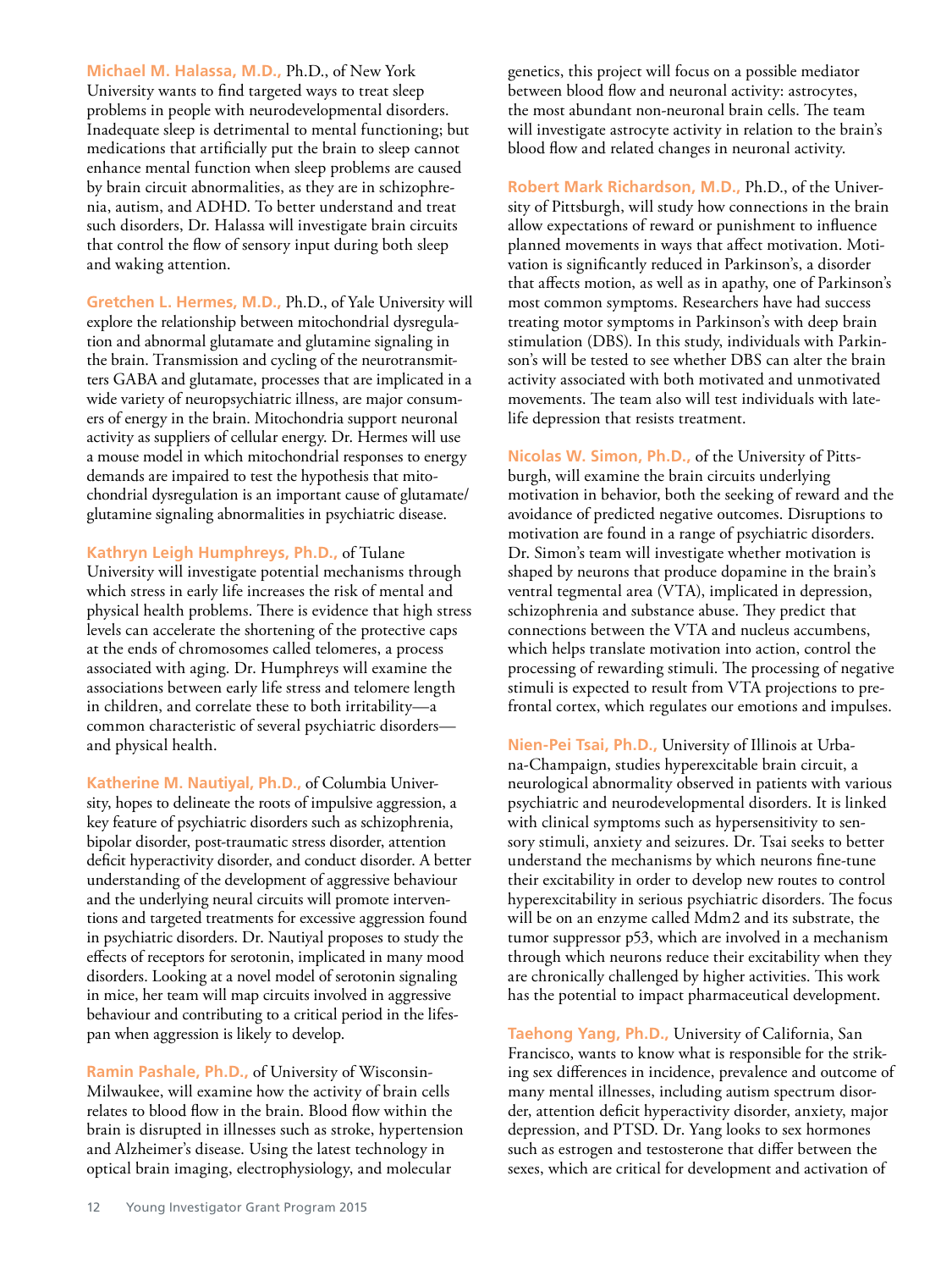**Michael M. Halassa, M.D.,** Ph.D., of New York University wants to find targeted ways to treat sleep problems in people with neurodevelopmental disorders. Inadequate sleep is detrimental to mental functioning; but medications that artificially put the brain to sleep cannot enhance mental function when sleep problems are caused by brain circuit abnormalities, as they are in schizophrenia, autism, and ADHD. To better understand and treat such disorders, Dr. Halassa will investigate brain circuits that control the flow of sensory input during both sleep and waking attention.

**Gretchen L. Hermes, M.D.,** Ph.D., of Yale University will explore the relationship between mitochondrial dysregulation and abnormal glutamate and glutamine signaling in the brain. Transmission and cycling of the neurotransmitters GABA and glutamate, processes that are implicated in a wide variety of neuropsychiatric illness, are major consumers of energy in the brain. Mitochondria support neuronal activity as suppliers of cellular energy. Dr. Hermes will use a mouse model in which mitochondrial responses to energy demands are impaired to test the hypothesis that mitochondrial dysregulation is an important cause of glutamate/glutamine signaling abnormalities in psychiatric disease.

**Kathryn Leigh Humphreys, Ph.D.,** of Tulane University will investigate potential mechanisms through which stress in early life increases the risk of mental and physical health problems. There is evidence that high stress levels can accelerate the shortening of the protective caps at the ends of chromosomes called telomeres, a process associated with aging. Dr. Humphreys will examine the associations between early life stress and telomere length in children, and correlate these to both irritability—a common characteristic of several psychiatric disorders—and physical health.

**Katherine M. Nautiyal, Ph.D.,** of Columbia University, hopes to delineate the roots of impulsive aggression, a key feature of psychiatric disorders such as schizophrenia, bipolar disorder, post-traumatic stress disorder, attention deficit hyperactivity disorder, and conduct disorder. A better understanding of the development of aggressive behaviour and the underlying neural circuits will promote interventions and targeted treatments for excessive aggression found in psychiatric disorders. Dr. Nautiyal proposes to study the effects of receptors for serotonin, implicated in many mood disorders. Looking at a novel model of serotonin signaling in mice, her team will map circuits involved in aggressive behaviour and contributing to a critical period in the lifespan when aggression is likely to develop.

**Ramin Pashale, Ph.D.,** of University of Wisconsin-Milwaukee, will examine how the activity of brain cells relates to blood flow in the brain. Blood flow within the brain is disrupted in illnesses such as stroke, hypertension and Alzheimer's disease. Using the latest technology in optical brain imaging, electrophysiology, and molecular genetics, this project will focus on a possible mediator between blood flow and neuronal activity: astrocytes, the most abundant non-neuronal brain cells. The team will investigate astrocyte activity in relation to the brain's blood flow and related changes in neuronal activity.

**Robert Mark Richardson, M.D.,** Ph.D., of the University of Pittsburgh, will study how connections in the brain allow expectations of reward or punishment to influence planned movements in ways that affect motivation. Motivation is significantly reduced in Parkinson's, a disorder that affects motion, as well as in apathy, one of Parkinson's most common symptoms. Researchers have had success treating motor symptoms in Parkinson's with deep brain stimulation (DBS). In this study, individuals with Parkinson's will be tested to see whether DBS can alter the brain activity associated with both motivated and unmotivated movements. The team also will test individuals with late-life depression that resists treatment.

**Nicolas W. Simon, Ph.D.,** of the University of Pittsburgh, will examine the brain circuits underlying motivation in behavior, both the seeking of reward and the avoidance of predicted negative outcomes. Disruptions to motivation are found in a range of psychiatric disorders. Dr. Simon's team will investigate whether motivation is shaped by neurons that produce dopamine in the brain's ventral tegmental area (VTA), implicated in depression, schizophrenia and substance abuse. They predict that connections between the VTA and nucleus accumbens, which helps translate motivation into action, control the processing of rewarding stimuli. The processing of negative stimuli is expected to result from VTA projections to prefrontal cortex, which regulates our emotions and impulses.

**Nien-Pei Tsai, Ph.D.,** University of Illinois at Urbana-Champaign, studies hyperexcitable brain circuit, a neurological abnormality observed in patients with various psychiatric and neurodevelopmental disorders. It is linked with clinical symptoms such as hypersensitivity to sensory stimuli, anxiety and seizures. Dr. Tsai seeks to better understand the mechanisms by which neurons fine-tune their excitability in order to develop new routes to control hyperexcitability in serious psychiatric disorders. The focus will be on an enzyme called Mdm2 and its substrate, the tumor suppressor p53, which are involved in a mechanism through which neurons reduce their excitability when they are chronically challenged by higher activities. This work has the potential to impact pharmaceutical development.

**Taehong Yang, Ph.D.,** University of California, San Francisco, wants to know what is responsible for the striking sex differences in incidence, prevalence and outcome of many mental illnesses, including autism spectrum disorder, attention deficit hyperactivity disorder, anxiety, major depression, and PTSD. Dr. Yang looks to sex hormones such as estrogen and testosterone that differ between the sexes, which are critical for development and activation of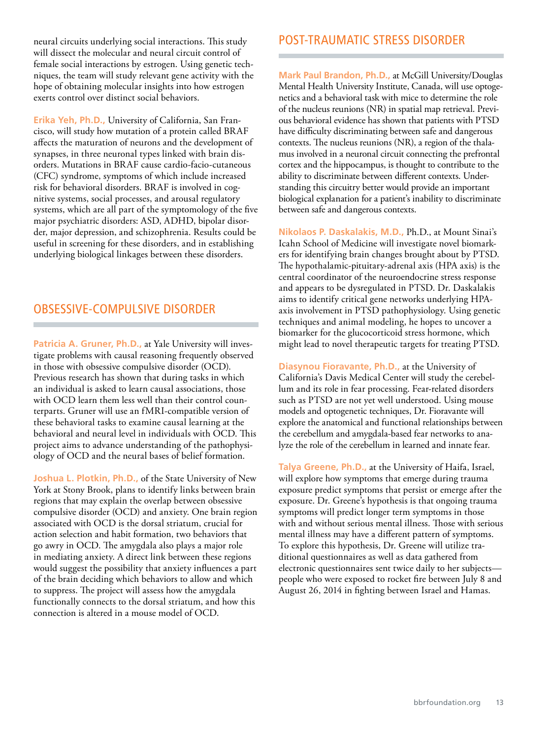neural circuits underlying social interactions. This study will dissect the molecular and neural circuit control of female social interactions by estrogen. Using genetic techniques, the team will study relevant gene activity with the hope of obtaining molecular insights into how estrogen exerts control over distinct social behaviors.

**Erika Yeh, Ph.D.,** University of California, San Francisco, will study how mutation of a protein called BRAF affects the maturation of neurons and the development of synapses, in three neuronal types linked with brain disorders. Mutations in BRAF cause cardio-facio-cutaneous (CFC) syndrome, symptoms of which include increased risk for behavioral disorders. BRAF is involved in cognitive systems, social processes, and arousal regulatory systems, which are all part of the symptomology of the five major psychiatric disorders: ASD, ADHD, bipolar disorder, major depression, and schizophrenia. Results could be useful in screening for these disorders, and in establishing underlying biological linkages between these disorders.

## OBSESSIVE-COMPULSIVE DISORDER

**Patricia A. Gruner, Ph.D.,** at Yale University will investigate problems with causal reasoning frequently observed in those with obsessive compulsive disorder (OCD). Previous research has shown that during tasks in which an individual is asked to learn causal associations, those with OCD learn them less well than their control counterparts. Gruner will use an fMRI-compatible version of these behavioral tasks to examine causal learning at the behavioral and neural level in individuals with OCD. This project aims to advance understanding of the pathophysiology of OCD and the neural bases of belief formation.

**Joshua L. Plotkin, Ph.D.,** of the State University of New York at Stony Brook, plans to identify links between brain regions that may explain the overlap between obsessive compulsive disorder (OCD) and anxiety. One brain region associated with OCD is the dorsal striatum, crucial for action selection and habit formation, two behaviors that go awry in OCD. The amygdala also plays a major role in mediating anxiety. A direct link between these regions would suggest the possibility that anxiety influences a part of the brain deciding which behaviors to allow and which to suppress. The project will assess how the amygdala functionally connects to the dorsal striatum, and how this connection is altered in a mouse model of OCD.

## POST-TRAUMATIC STRESS DISORDER

**Mark Paul Brandon, Ph.D.,** at McGill University/Douglas Mental Health University Institute, Canada, will use optogenetics and a behavioral task with mice to determine the role of the nucleus reunions (NR) in spatial map retrieval. Previous behavioral evidence has shown that patients with PTSD have difficulty discriminating between safe and dangerous contexts. The nucleus reunions (NR), a region of the thalamus involved in a neuronal circuit connecting the prefrontal cortex and the hippocampus, is thought to contribute to the ability to discriminate between different contexts. Understanding this circuitry better would provide an important biological explanation for a patient's inability to discriminate between safe and dangerous contexts.

**Nikolaos P. Daskalakis, M.D.,** Ph.D., at Mount Sinai's Icahn School of Medicine will investigate novel biomarkers for identifying brain changes brought about by PTSD. The hypothalamic-pituitary-adrenal axis (HPA axis) is the central coordinator of the neuroendocrine stress response and appears to be dysregulated in PTSD. Dr. Daskalakis aims to identify critical gene networks underlying HPA-axis involvement in PTSD pathophysiology. Using genetic techniques and animal modeling, he hopes to uncover a biomarker for the glucocorticoid stress hormone, which might lead to novel therapeutic targets for treating PTSD.

**Diasynou Fioravante, Ph.D.,** at the University of California's Davis Medical Center will study the cerebellum and its role in fear processing. Fear-related disorders such as PTSD are not yet well understood. Using mouse models and optogenetic techniques, Dr. Fioravante will explore the anatomical and functional relationships between the cerebellum and amygdala-based fear networks to analyze the role of the cerebellum in learned and innate fear.

**Talya Greene, Ph.D.,** at the University of Haifa, Israel, will explore how symptoms that emerge during trauma exposure predict symptoms that persist or emerge after the exposure. Dr. Greene's hypothesis is that ongoing trauma symptoms will predict longer term symptoms in those with and without serious mental illness. Those with serious mental illness may have a different pattern of symptoms. To explore this hypothesis, Dr. Greene will utilize traditional questionnaires as well as data gathered from electronic questionnaires sent twice daily to her subjects—people who were exposed to rocket fire between July 8 and August 26, 2014 in fighting between Israel and Hamas.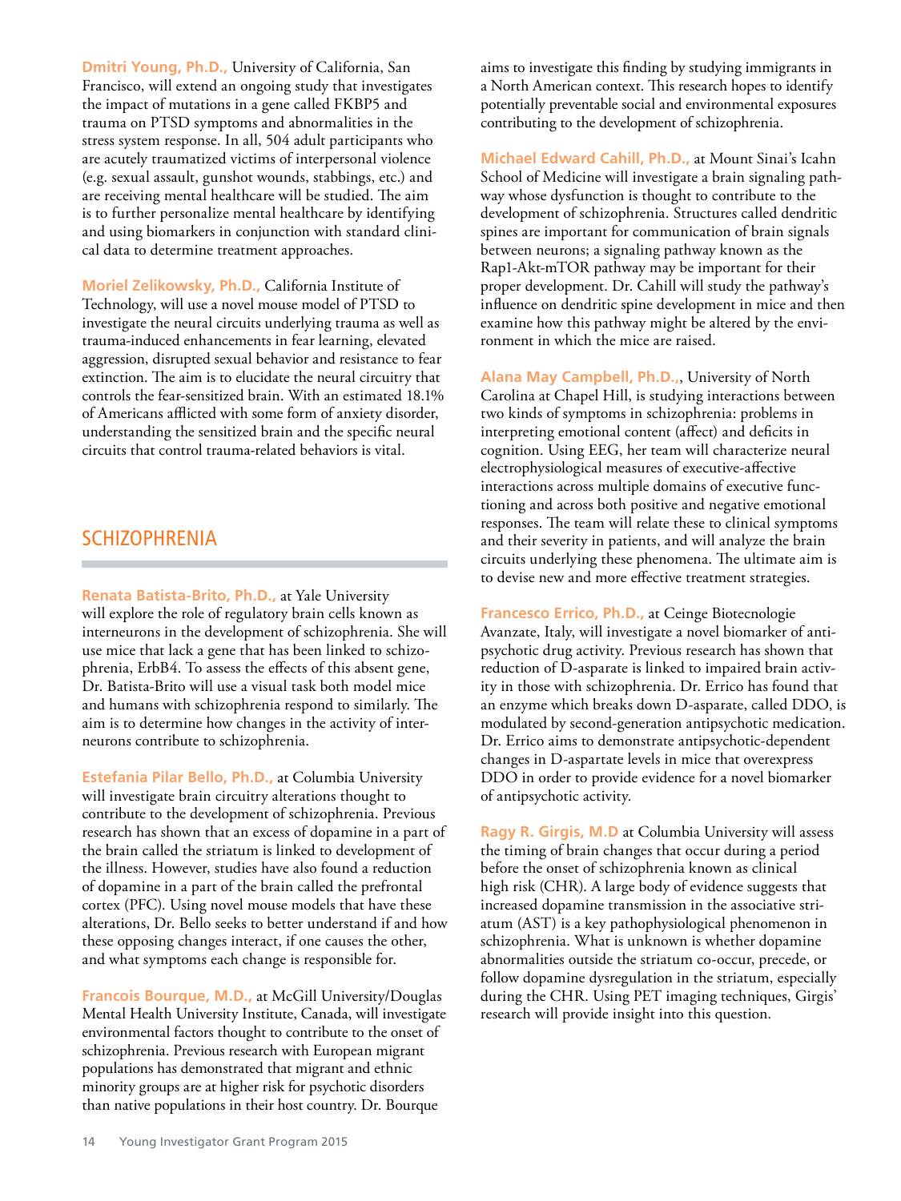**Dmitri Young, Ph.D.,** University of California, San Francisco, will extend an ongoing study that investigates the impact of mutations in a gene called FKBP5 and trauma on PTSD symptoms and abnormalities in the stress system response. In all, 504 adult participants who are acutely traumatized victims of interpersonal violence (e.g. sexual assault, gunshot wounds, stabbings, etc.) and are receiving mental healthcare will be studied. The aim is to further personalize mental healthcare by identifying and using biomarkers in conjunction with standard clinical data to determine treatment approaches.

**Moriel Zelikowsky, Ph.D.,** California Institute of Technology, will use a novel mouse model of PTSD to investigate the neural circuits underlying trauma as well as trauma-induced enhancements in fear learning, elevated aggression, disrupted sexual behavior and resistance to fear extinction. The aim is to elucidate the neural circuitry that controls the fear-sensitized brain. With an estimated 18.1% of Americans afflicted with some form of anxiety disorder, understanding the sensitized brain and the specific neural circuits that control trauma-related behaviors is vital.

## SCHIZOPHRENIA

**Renata Batista-Brito, Ph.D.,** at Yale University will explore the role of regulatory brain cells known as interneurons in the development of schizophrenia. She will use mice that lack a gene that has been linked to schizophrenia, ErbB4. To assess the effects of this absent gene, Dr. Batista-Brito will use a visual task both model mice and humans with schizophrenia respond to similarly. The aim is to determine how changes in the activity of interneurons contribute to schizophrenia.

**Estefania Pilar Bello, Ph.D.,** at Columbia University will investigate brain circuitry alterations thought to contribute to the development of schizophrenia. Previous research has shown that an excess of dopamine in a part of the brain called the striatum is linked to development of the illness. However, studies have also found a reduction of dopamine in a part of the brain called the prefrontal cortex (PFC). Using novel mouse models that have these alterations, Dr. Bello seeks to better understand if and how these opposing changes interact, if one causes the other, and what symptoms each change is responsible for.

**Francois Bourque, M.D.,** at McGill University/Douglas Mental Health University Institute, Canada, will investigate environmental factors thought to contribute to the onset of schizophrenia. Previous research with European migrant populations has demonstrated that migrant and ethnic minority groups are at higher risk for psychotic disorders than native populations in their host country. Dr. Bourque aims to investigate this finding by studying immigrants in a North American context. This research hopes to identify potentially preventable social and environmental exposures contributing to the development of schizophrenia.

**Michael Edward Cahill, Ph.D.,** at Mount Sinai's Icahn School of Medicine will investigate a brain signaling pathway whose dysfunction is thought to contribute to the development of schizophrenia. Structures called dendritic spines are important for communication of brain signals between neurons; a signaling pathway known as the Rap1-Akt-mTOR pathway may be important for their proper development. Dr. Cahill will study the pathway's influence on dendritic spine development in mice and then examine how this pathway might be altered by the environment in which the mice are raised.

**Alana May Campbell, Ph.D.,**, University of North Carolina at Chapel Hill, is studying interactions between two kinds of symptoms in schizophrenia: problems in interpreting emotional content (affect) and deficits in cognition. Using EEG, her team will characterize neural electrophysiological measures of executive-affective interactions across multiple domains of executive functioning and across both positive and negative emotional responses. The team will relate these to clinical symptoms and their severity in patients, and will analyze the brain circuits underlying these phenomena. The ultimate aim is to devise new and more effective treatment strategies.

**Francesco Errico, Ph.D.,** at Ceinge Biotecnologie Avanzate, Italy, will investigate a novel biomarker of antipsychotic drug activity. Previous research has shown that reduction of D-asparate is linked to impaired brain activity in those with schizophrenia. Dr. Errico has found that an enzyme which breaks down D-asparate, called DDO, is modulated by second-generation antipsychotic medication. Dr. Errico aims to demonstrate antipsychotic-dependent changes in D-aspartate levels in mice that overexpress DDO in order to provide evidence for a novel biomarker of antipsychotic activity.

**Ragy R. Girgis, M.D** at Columbia University will assess the timing of brain changes that occur during a period before the onset of schizophrenia known as clinical high risk (CHR). A large body of evidence suggests that increased dopamine transmission in the associative striatum (AST) is a key pathophysiological phenomenon in schizophrenia. What is unknown is whether dopamine abnormalities outside the striatum co-occur, precede, or follow dopamine dysregulation in the striatum, especially during the CHR. Using PET imaging techniques, Girgis' research will provide insight into this question.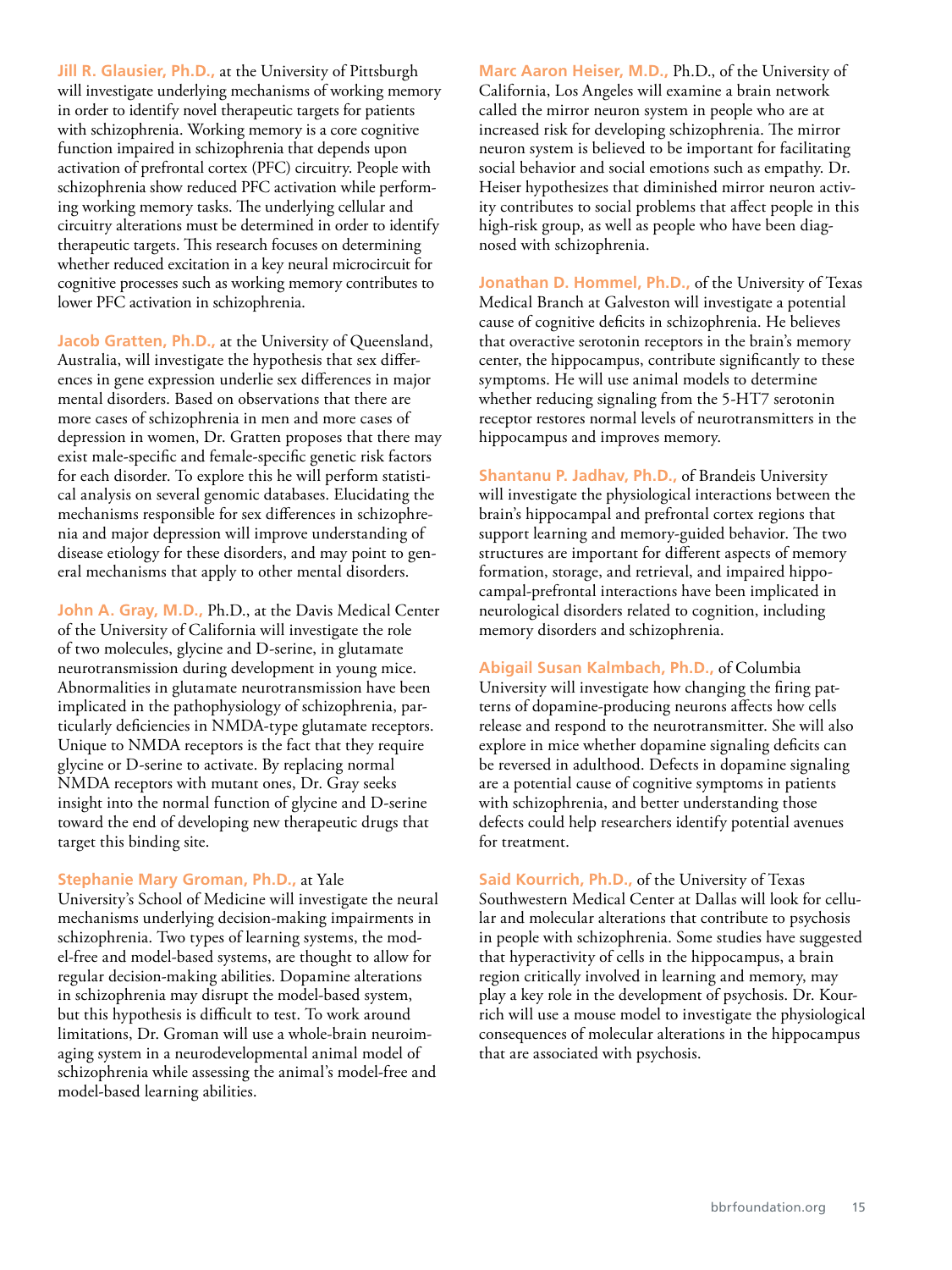**Jill R. Glausier, Ph.D.,** at the University of Pittsburgh will investigate underlying mechanisms of working memory in order to identify novel therapeutic targets for patients with schizophrenia. Working memory is a core cognitive function impaired in schizophrenia that depends upon activation of prefrontal cortex (PFC) circuitry. People with schizophrenia show reduced PFC activation while performing working memory tasks. The underlying cellular and circuitry alterations must be determined in order to identify therapeutic targets. This research focuses on determining whether reduced excitation in a key neural microcircuit for cognitive processes such as working memory contributes to lower PFC activation in schizophrenia.

**Jacob Gratten, Ph.D.,** at the University of Queensland, Australia, will investigate the hypothesis that sex differences in gene expression underlie sex differences in major mental disorders. Based on observations that there are more cases of schizophrenia in men and more cases of depression in women, Dr. Gratten proposes that there may exist male-specific and female-specific genetic risk factors for each disorder. To explore this he will perform statistical analysis on several genomic databases. Elucidating the mechanisms responsible for sex differences in schizophrenia and major depression will improve understanding of disease etiology for these disorders, and may point to general mechanisms that apply to other mental disorders.

**John A. Gray, M.D.,** Ph.D., at the Davis Medical Center of the University of California will investigate the role of two molecules, glycine and D-serine, in glutamate neurotransmission during development in young mice. Abnormalities in glutamate neurotransmission have been implicated in the pathophysiology of schizophrenia, particularly deficiencies in NMDA-type glutamate receptors. Unique to NMDA receptors is the fact that they require glycine or D-serine to activate. By replacing normal NMDA receptors with mutant ones, Dr. Gray seeks insight into the normal function of glycine and D-serine toward the end of developing new therapeutic drugs that target this binding site.

**Stephanie Mary Groman, Ph.D.,** at Yale University's School of Medicine will investigate the neural mechanisms underlying decision-making impairments in schizophrenia. Two types of learning systems, the model-free and model-based systems, are thought to allow for regular decision-making abilities. Dopamine alterations in schizophrenia may disrupt the model-based system, but this hypothesis is difficult to test. To work around limitations, Dr. Groman will use a whole-brain neuroimaging system in a neurodevelopmental animal model of schizophrenia while assessing the animal's model-free and model-based learning abilities.

**Marc Aaron Heiser, M.D.,** Ph.D., of the University of California, Los Angeles will examine a brain network called the mirror neuron system in people who are at increased risk for developing schizophrenia. The mirror neuron system is believed to be important for facilitating social behavior and social emotions such as empathy. Dr. Heiser hypothesizes that diminished mirror neuron activity contributes to social problems that affect people in this high-risk group, as well as people who have been diagnosed with schizophrenia.

**Jonathan D. Hommel, Ph.D.,** of the University of Texas Medical Branch at Galveston will investigate a potential cause of cognitive deficits in schizophrenia. He believes that overactive serotonin receptors in the brain's memory center, the hippocampus, contribute significantly to these symptoms. He will use animal models to determine whether reducing signaling from the 5-HT7 serotonin receptor restores normal levels of neurotransmitters in the hippocampus and improves memory.

**Shantanu P. Jadhav, Ph.D.,** of Brandeis University will investigate the physiological interactions between the brain's hippocampal and prefrontal cortex regions that support learning and memory-guided behavior. The two structures are important for different aspects of memory formation, storage, and retrieval, and impaired hippocampal-prefrontal interactions have been implicated in neurological disorders related to cognition, including memory disorders and schizophrenia.

**Abigail Susan Kalmbach, Ph.D.,** of Columbia University will investigate how changing the firing patterns of dopamine-producing neurons affects how cells release and respond to the neurotransmitter. She will also explore in mice whether dopamine signaling deficits can be reversed in adulthood. Defects in dopamine signaling are a potential cause of cognitive symptoms in patients with schizophrenia, and better understanding those defects could help researchers identify potential avenues for treatment.

**Said Kourrich, Ph.D.,** of the University of Texas Southwestern Medical Center at Dallas will look for cellular and molecular alterations that contribute to psychosis in people with schizophrenia. Some studies have suggested that hyperactivity of cells in the hippocampus, a brain region critically involved in learning and memory, may play a key role in the development of psychosis. Dr. Kourrich will use a mouse model to investigate the physiological consequences of molecular alterations in the hippocampus that are associated with psychosis.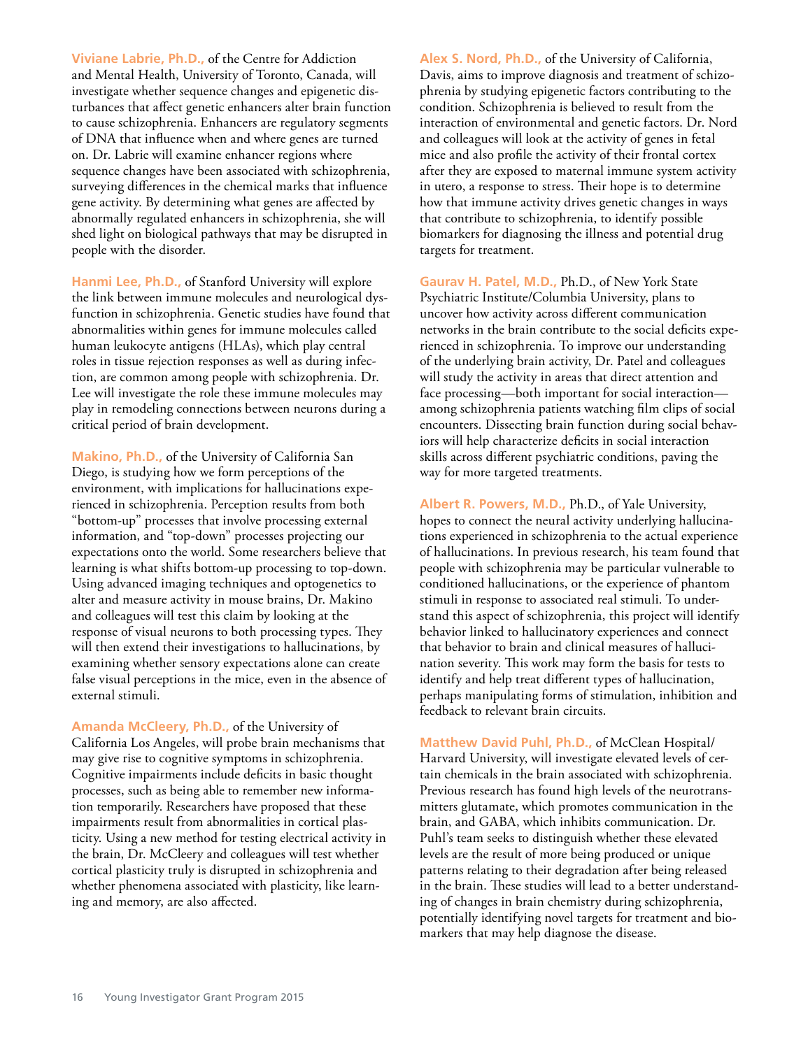**Viviane Labrie, Ph.D.,** of the Centre for Addiction and Mental Health, University of Toronto, Canada, will investigate whether sequence changes and epigenetic disturbances that affect genetic enhancers alter brain function to cause schizophrenia. Enhancers are regulatory segments of DNA that influence when and where genes are turned on. Dr. Labrie will examine enhancer regions where sequence changes have been associated with schizophrenia, surveying differences in the chemical marks that influence gene activity. By determining what genes are affected by abnormally regulated enhancers in schizophrenia, she will shed light on biological pathways that may be disrupted in people with the disorder.

**Hanmi Lee, Ph.D.,** of Stanford University will explore the link between immune molecules and neurological dysfunction in schizophrenia. Genetic studies have found that abnormalities within genes for immune molecules called human leukocyte antigens (HLAs), which play central roles in tissue rejection responses as well as during infection, are common among people with schizophrenia. Dr. Lee will investigate the role these immune molecules may play in remodeling connections between neurons during a critical period of brain development.

**Makino, Ph.D.,** of the University of California San Diego, is studying how we form perceptions of the environment, with implications for hallucinations experienced in schizophrenia. Perception results from both "bottom-up" processes that involve processing external information, and "top-down" processes projecting our expectations onto the world. Some researchers believe that learning is what shifts bottom-up processing to top-down. Using advanced imaging techniques and optogenetics to alter and measure activity in mouse brains, Dr. Makino and colleagues will test this claim by looking at the response of visual neurons to both processing types. They will then extend their investigations to hallucinations, by examining whether sensory expectations alone can create false visual perceptions in the mice, even in the absence of external stimuli.

**Amanda McCleery, Ph.D.,** of the University of California Los Angeles, will probe brain mechanisms that may give rise to cognitive symptoms in schizophrenia. Cognitive impairments include deficits in basic thought processes, such as being able to remember new information temporarily. Researchers have proposed that these impairments result from abnormalities in cortical plasticity. Using a new method for testing electrical activity in the brain, Dr. McCleery and colleagues will test whether cortical plasticity truly is disrupted in schizophrenia and whether phenomena associated with plasticity, like learning and memory, are also affected.

**Alex S. Nord, Ph.D.,** of the University of California, Davis, aims to improve diagnosis and treatment of schizophrenia by studying epigenetic factors contributing to the condition. Schizophrenia is believed to result from the interaction of environmental and genetic factors. Dr. Nord and colleagues will look at the activity of genes in fetal mice and also profile the activity of their frontal cortex after they are exposed to maternal immune system activity in utero, a response to stress. Their hope is to determine how that immune activity drives genetic changes in ways that contribute to schizophrenia, to identify possible biomarkers for diagnosing the illness and potential drug targets for treatment.

**Gaurav H. Patel, M.D.,** Ph.D., of New York State Psychiatric Institute/Columbia University, plans to uncover how activity across different communication networks in the brain contribute to the social deficits experienced in schizophrenia. To improve our understanding of the underlying brain activity, Dr. Patel and colleagues will study the activity in areas that direct attention and face processing—both important for social interaction—among schizophrenia patients watching film clips of social encounters. Dissecting brain function during social behaviors will help characterize deficits in social interaction skills across different psychiatric conditions, paving the way for more targeted treatments.

**Albert R. Powers, M.D.,** Ph.D., of Yale University, hopes to connect the neural activity underlying hallucinations experienced in schizophrenia to the actual experience of hallucinations. In previous research, his team found that people with schizophrenia may be particular vulnerable to conditioned hallucinations, or the experience of phantom stimuli in response to associated real stimuli. To understand this aspect of schizophrenia, this project will identify behavior linked to hallucinatory experiences and connect that behavior to brain and clinical measures of hallucination severity. This work may form the basis for tests to identify and help treat different types of hallucination, perhaps manipulating forms of stimulation, inhibition and feedback to relevant brain circuits.

**Matthew David Puhl, Ph.D.,** of McClean Hospital/Harvard University, will investigate elevated levels of certain chemicals in the brain associated with schizophrenia. Previous research has found high levels of the neurotransmitters glutamate, which promotes communication in the brain, and GABA, which inhibits communication. Dr. Puhl's team seeks to distinguish whether these elevated levels are the result of more being produced or unique patterns relating to their degradation after being released in the brain. These studies will lead to a better understanding of changes in brain chemistry during schizophrenia, potentially identifying novel targets for treatment and biomarkers that may help diagnose the disease.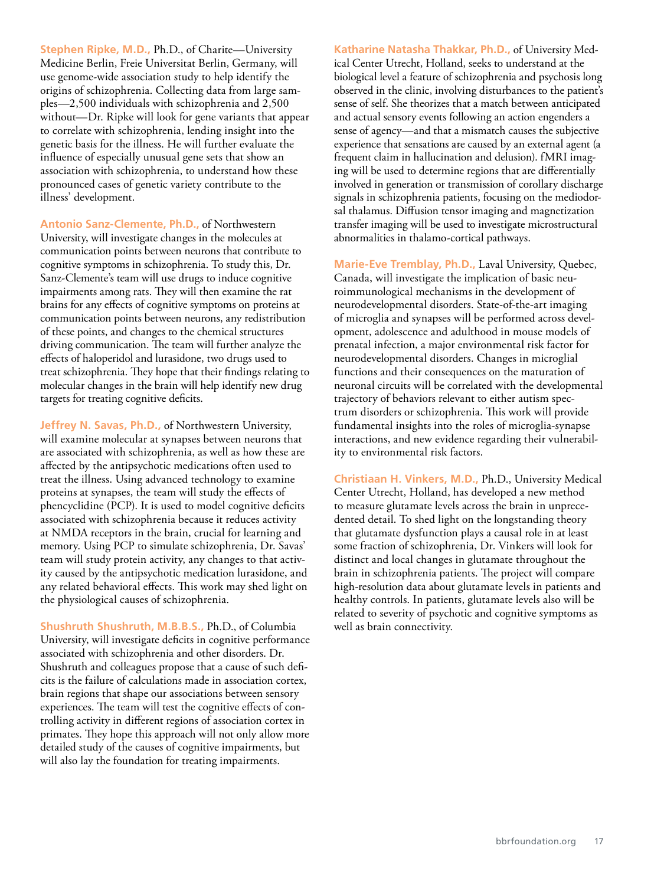**Stephen Ripke, M.D.,** Ph.D., of Charite—University Medicine Berlin, Freie Universitat Berlin, Germany, will use genome-wide association study to help identify the origins of schizophrenia. Collecting data from large samples—2,500 individuals with schizophrenia and 2,500 without—Dr. Ripke will look for gene variants that appear to correlate with schizophrenia, lending insight into the genetic basis for the illness. He will further evaluate the influence of especially unusual gene sets that show an association with schizophrenia, to understand how these pronounced cases of genetic variety contribute to the illness' development.

**Antonio Sanz-Clemente, Ph.D.,** of Northwestern University, will investigate changes in the molecules at communication points between neurons that contribute to cognitive symptoms in schizophrenia. To study this, Dr. Sanz-Clemente's team will use drugs to induce cognitive impairments among rats. They will then examine the rat brains for any effects of cognitive symptoms on proteins at communication points between neurons, any redistribution of these points, and changes to the chemical structures driving communication. The team will further analyze the effects of haloperidol and lurasidone, two drugs used to treat schizophrenia. They hope that their findings relating to molecular changes in the brain will help identify new drug targets for treating cognitive deficits.

**Jeffrey N. Savas, Ph.D.,** of Northwestern University, will examine molecular at synapses between neurons that are associated with schizophrenia, as well as how these are affected by the antipsychotic medications often used to treat the illness. Using advanced technology to examine proteins at synapses, the team will study the effects of phencyclidine (PCP). It is used to model cognitive deficits associated with schizophrenia because it reduces activity at NMDA receptors in the brain, crucial for learning and memory. Using PCP to simulate schizophrenia, Dr. Savas' team will study protein activity, any changes to that activity caused by the antipsychotic medication lurasidone, and any related behavioral effects. This work may shed light on the physiological causes of schizophrenia.

**Shushruth Shushruth, M.B.B.S.,** Ph.D., of Columbia University, will investigate deficits in cognitive performance associated with schizophrenia and other disorders. Dr. Shushruth and colleagues propose that a cause of such deficits is the failure of calculations made in association cortex, brain regions that shape our associations between sensory experiences. The team will test the cognitive effects of controlling activity in different regions of association cortex in primates. They hope this approach will not only allow more detailed study of the causes of cognitive impairments, but will also lay the foundation for treating impairments.

**Katharine Natasha Thakkar, Ph.D.,** of University Medical Center Utrecht, Holland, seeks to understand at the biological level a feature of schizophrenia and psychosis long observed in the clinic, involving disturbances to the patient's sense of self. She theorizes that a match between anticipated and actual sensory events following an action engenders a sense of agency—and that a mismatch causes the subjective experience that sensations are caused by an external agent (a frequent claim in hallucination and delusion). fMRI imaging will be used to determine regions that are differentially involved in generation or transmission of corollary discharge signals in schizophrenia patients, focusing on the mediodorsal thalamus. Diffusion tensor imaging and magnetization transfer imaging will be used to investigate microstructural abnormalities in thalamo-cortical pathways.

**Marie-Eve Tremblay, Ph.D.,** Laval University, Quebec, Canada, will investigate the implication of basic neuroimmunological mechanisms in the development of neurodevelopmental disorders. State-of-the-art imaging of microglia and synapses will be performed across development, adolescence and adulthood in mouse models of prenatal infection, a major environmental risk factor for neurodevelopmental disorders. Changes in microglial functions and their consequences on the maturation of neuronal circuits will be correlated with the developmental trajectory of behaviors relevant to either autism spectrum disorders or schizophrenia. This work will provide fundamental insights into the roles of microglia-synapse interactions, and new evidence regarding their vulnerability to environmental risk factors.

**Christiaan H. Vinkers, M.D.,** Ph.D., University Medical Center Utrecht, Holland, has developed a new method to measure glutamate levels across the brain in unprecedented detail. To shed light on the longstanding theory that glutamate dysfunction plays a causal role in at least some fraction of schizophrenia, Dr. Vinkers will look for distinct and local changes in glutamate throughout the brain in schizophrenia patients. The project will compare high-resolution data about glutamate levels in patients and healthy controls. In patients, glutamate levels also will be related to severity of psychotic and cognitive symptoms as well as brain connectivity.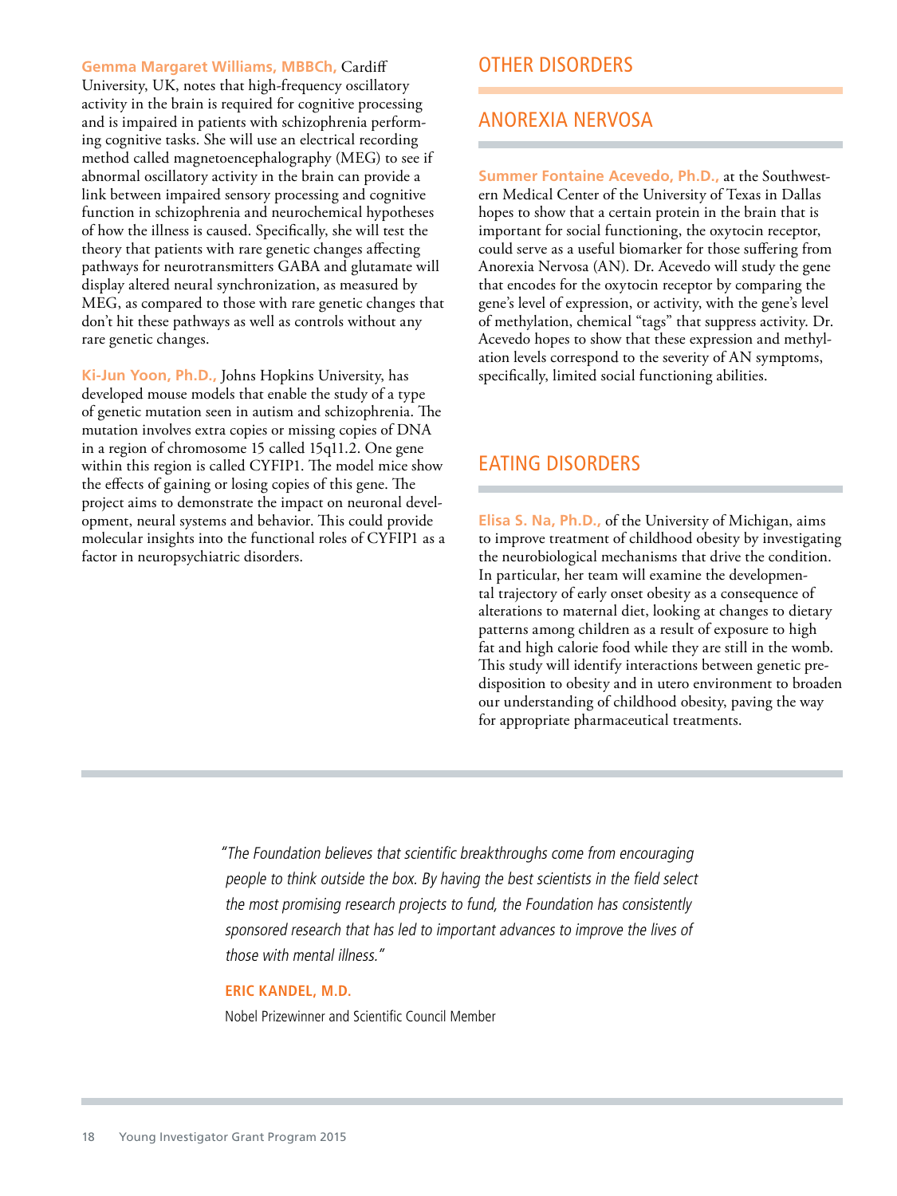**Gemma Margaret Williams, MBBCh,** Cardiff University, UK, notes that high-frequency oscillatory activity in the brain is required for cognitive processing and is impaired in patients with schizophrenia performing cognitive tasks. She will use an electrical recording method called magnetoencephalography (MEG) to see if abnormal oscillatory activity in the brain can provide a link between impaired sensory processing and cognitive function in schizophrenia and neurochemical hypotheses of how the illness is caused. Specifically, she will test the theory that patients with rare genetic changes affecting pathways for neurotransmitters GABA and glutamate will display altered neural synchronization, as measured by MEG, as compared to those with rare genetic changes that don't hit these pathways as well as controls without any rare genetic changes.

**Ki-Jun Yoon, Ph.D.,** Johns Hopkins University, has developed mouse models that enable the study of a type of genetic mutation seen in autism and schizophrenia. The mutation involves extra copies or missing copies of DNA in a region of chromosome 15 called 15q11.2. One gene within this region is called CYFIP1. The model mice show the effects of gaining or losing copies of this gene. The project aims to demonstrate the impact on neuronal development, neural systems and behavior. This could provide molecular insights into the functional roles of CYFIP1 as a factor in neuropsychiatric disorders.

# OTHER DISORDERS

## ANOREXIA NERVOSA

**Summer Fontaine Acevedo, Ph.D.,** at the Southwestern Medical Center of the University of Texas in Dallas hopes to show that a certain protein in the brain that is important for social functioning, the oxytocin receptor, could serve as a useful biomarker for those suffering from Anorexia Nervosa (AN). Dr. Acevedo will study the gene that encodes for the oxytocin receptor by comparing the gene's level of expression, or activity, with the gene's level of methylation, chemical "tags" that suppress activity. Dr. Acevedo hopes to show that these expression and methylation levels correspond to the severity of AN symptoms, specifically, limited social functioning abilities.

## EATING DISORDERS

**Elisa S. Na, Ph.D.,** of the University of Michigan, aims to improve treatment of childhood obesity by investigating the neurobiological mechanisms that drive the condition. In particular, her team will examine the developmental trajectory of early onset obesity as a consequence of alterations to maternal diet, looking at changes to dietary patterns among children as a result of exposure to high fat and high calorie food while they are still in the womb. This study will identify interactions between genetic predisposition to obesity and in utero environment to broaden our understanding of childhood obesity, paving the way for appropriate pharmaceutical treatments.

> *"The Foundation believes that scientific breakthroughs come from encouraging people to think outside the box. By having the best scientists in the field select the most promising research projects to fund, the Foundation has consistently sponsored research that has led to important advances to improve the lives of those with mental illness."*
>
> **ERIC KANDEL, M.D.**
>
> Nobel Prizewinner and Scientific Council Member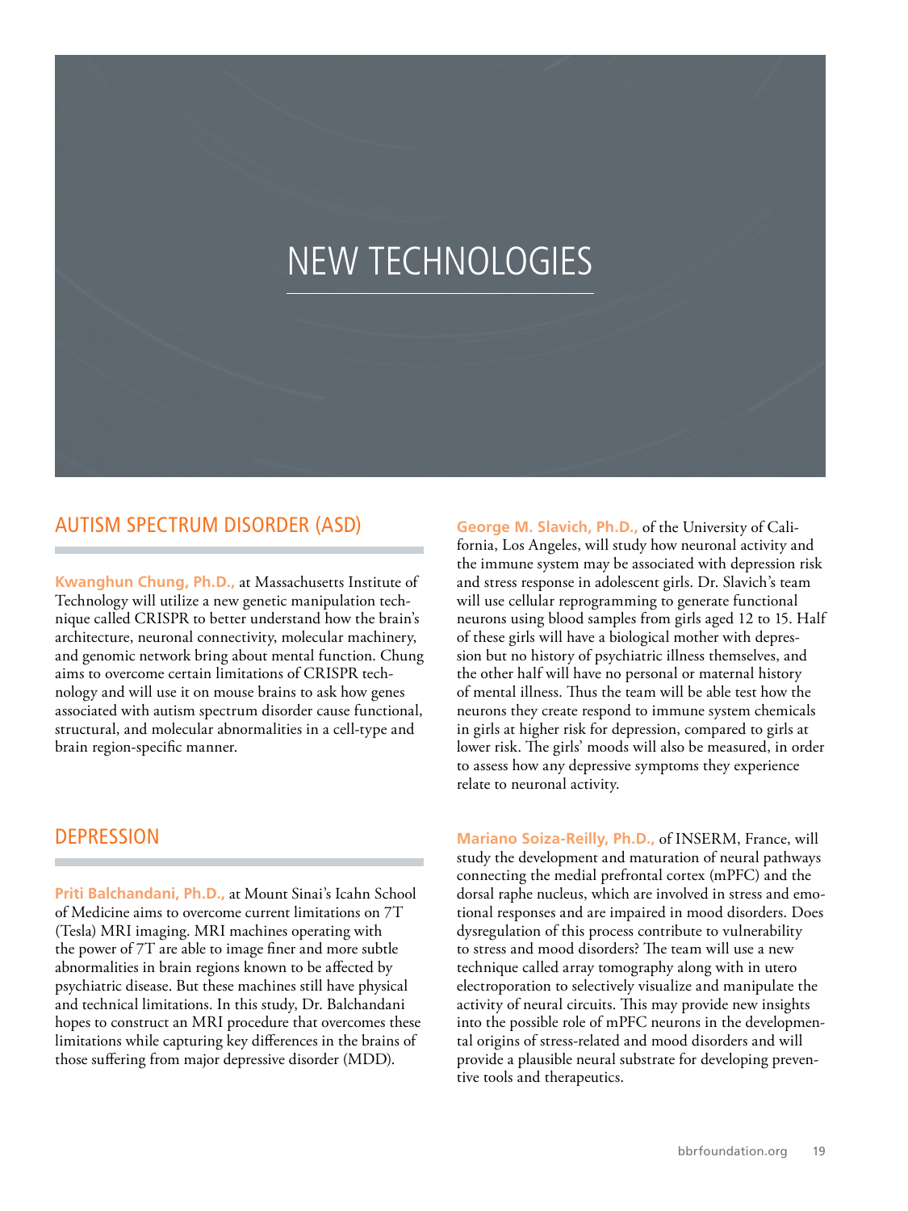# NEW TECHNOLOGIES

## AUTISM SPECTRUM DISORDER (ASD)

**Kwanghun Chung, Ph.D.,** at Massachusetts Institute of Technology will utilize a new genetic manipulation technique called CRISPR to better understand how the brain's architecture, neuronal connectivity, molecular machinery, and genomic network bring about mental function. Chung aims to overcome certain limitations of CRISPR technology and will use it on mouse brains to ask how genes associated with autism spectrum disorder cause functional, structural, and molecular abnormalities in a cell-type and brain region-specific manner.

## DEPRESSION

**Priti Balchandani, Ph.D.,** at Mount Sinai's Icahn School of Medicine aims to overcome current limitations on 7T (Tesla) MRI imaging. MRI machines operating with the power of 7T are able to image finer and more subtle abnormalities in brain regions known to be affected by psychiatric disease. But these machines still have physical and technical limitations. In this study, Dr. Balchandani hopes to construct an MRI procedure that overcomes these limitations while capturing key differences in the brains of those suffering from major depressive disorder (MDD).

**George M. Slavich, Ph.D.,** of the University of California, Los Angeles, will study how neuronal activity and the immune system may be associated with depression risk and stress response in adolescent girls. Dr. Slavich's team will use cellular reprogramming to generate functional neurons using blood samples from girls aged 12 to 15. Half of these girls will have a biological mother with depression but no history of psychiatric illness themselves, and the other half will have no personal or maternal history of mental illness. Thus the team will be able test how the neurons they create respond to immune system chemicals in girls at higher risk for depression, compared to girls at lower risk. The girls' moods will also be measured, in order to assess how any depressive symptoms they experience relate to neuronal activity.

**Mariano Soiza-Reilly, Ph.D.,** of INSERM, France, will study the development and maturation of neural pathways connecting the medial prefrontal cortex (mPFC) and the dorsal raphe nucleus, which are involved in stress and emotional responses and are impaired in mood disorders. Does dysregulation of this process contribute to vulnerability to stress and mood disorders? The team will use a new technique called array tomography along with in utero electroporation to selectively visualize and manipulate the activity of neural circuits. This may provide new insights into the possible role of mPFC neurons in the developmental origins of stress-related and mood disorders and will provide a plausible neural substrate for developing preventive tools and therapeutics.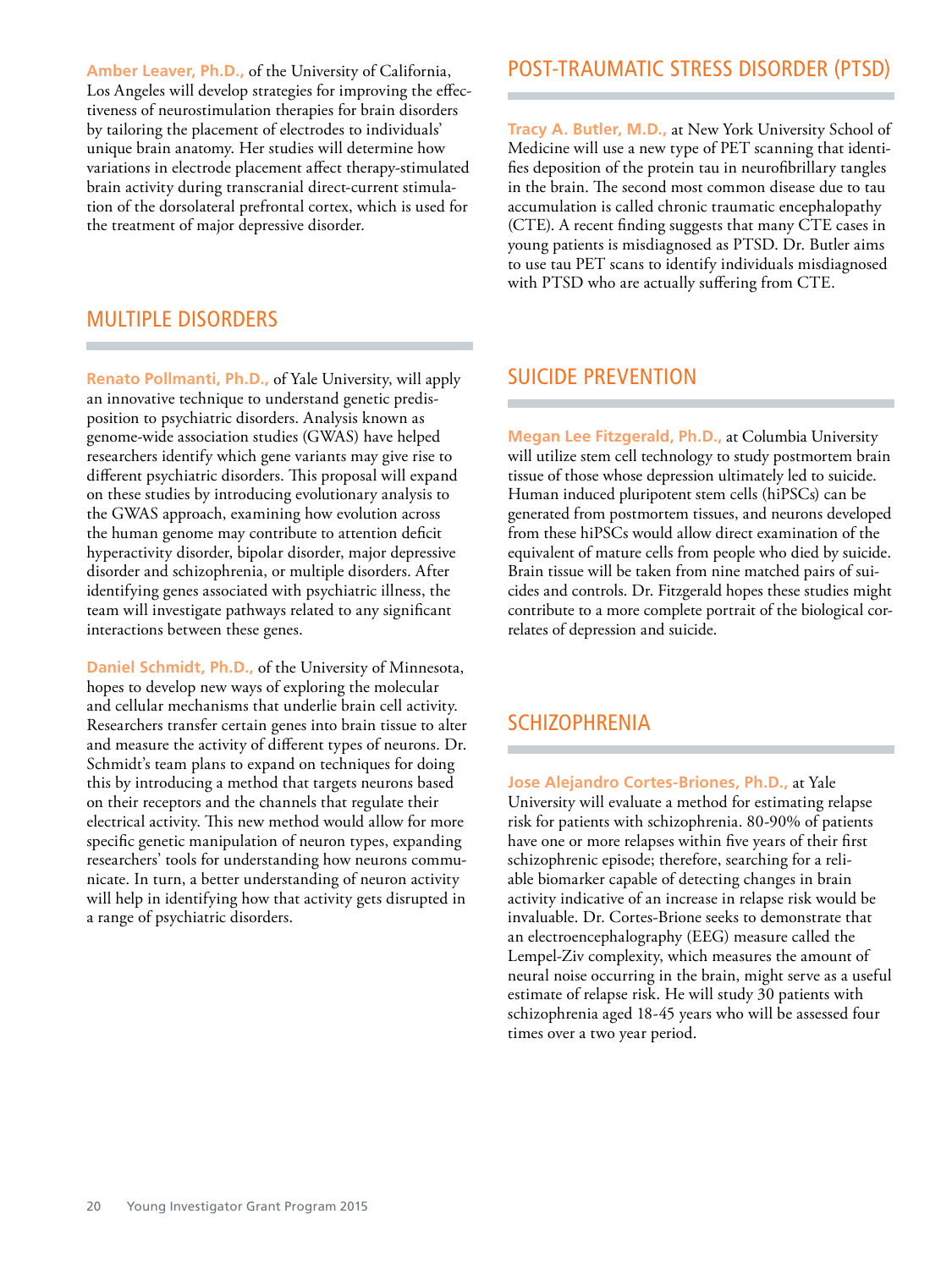**Amber Leaver, Ph.D.,** of the University of California, Los Angeles will develop strategies for improving the effectiveness of neurostimulation therapies for brain disorders by tailoring the placement of electrodes to individuals' unique brain anatomy. Her studies will determine how variations in electrode placement affect therapy-stimulated brain activity during transcranial direct-current stimulation of the dorsolateral prefrontal cortex, which is used for the treatment of major depressive disorder.

## MULTIPLE DISORDERS

**Renato Pollmanti, Ph.D.,** of Yale University, will apply an innovative technique to understand genetic predisposition to psychiatric disorders. Analysis known as genome-wide association studies (GWAS) have helped researchers identify which gene variants may give rise to different psychiatric disorders. This proposal will expand on these studies by introducing evolutionary analysis to the GWAS approach, examining how evolution across the human genome may contribute to attention deficit hyperactivity disorder, bipolar disorder, major depressive disorder and schizophrenia, or multiple disorders. After identifying genes associated with psychiatric illness, the team will investigate pathways related to any significant interactions between these genes.

**Daniel Schmidt, Ph.D.,** of the University of Minnesota, hopes to develop new ways of exploring the molecular and cellular mechanisms that underlie brain cell activity. Researchers transfer certain genes into brain tissue to alter and measure the activity of different types of neurons. Dr. Schmidt's team plans to expand on techniques for doing this by introducing a method that targets neurons based on their receptors and the channels that regulate their electrical activity. This new method would allow for more specific genetic manipulation of neuron types, expanding researchers' tools for understanding how neurons communicate. In turn, a better understanding of neuron activity will help in identifying how that activity gets disrupted in a range of psychiatric disorders.

## POST-TRAUMATIC STRESS DISORDER (PTSD)

**Tracy A. Butler, M.D.,** at New York University School of Medicine will use a new type of PET scanning that identifies deposition of the protein tau in neurofibrillary tangles in the brain. The second most common disease due to tau accumulation is called chronic traumatic encephalopathy (CTE). A recent finding suggests that many CTE cases in young patients is misdiagnosed as PTSD. Dr. Butler aims to use tau PET scans to identify individuals misdiagnosed with PTSD who are actually suffering from CTE.

## SUICIDE PREVENTION

**Megan Lee Fitzgerald, Ph.D.,** at Columbia University will utilize stem cell technology to study postmortem brain tissue of those whose depression ultimately led to suicide. Human induced pluripotent stem cells (hiPSCs) can be generated from postmortem tissues, and neurons developed from these hiPSCs would allow direct examination of the equivalent of mature cells from people who died by suicide. Brain tissue will be taken from nine matched pairs of suicides and controls. Dr. Fitzgerald hopes these studies might contribute to a more complete portrait of the biological correlates of depression and suicide.

## SCHIZOPHRENIA

**Jose Alejandro Cortes-Briones, Ph.D.,** at Yale University will evaluate a method for estimating relapse risk for patients with schizophrenia. 80-90% of patients have one or more relapses within five years of their first schizophrenic episode; therefore, searching for a reliable biomarker capable of detecting changes in brain activity indicative of an increase in relapse risk would be invaluable. Dr. Cortes-Brione seeks to demonstrate that an electroencephalography (EEG) measure called the Lempel-Ziv complexity, which measures the amount of neural noise occurring in the brain, might serve as a useful estimate of relapse risk. He will study 30 patients with schizophrenia aged 18-45 years who will be assessed four times over a two year period.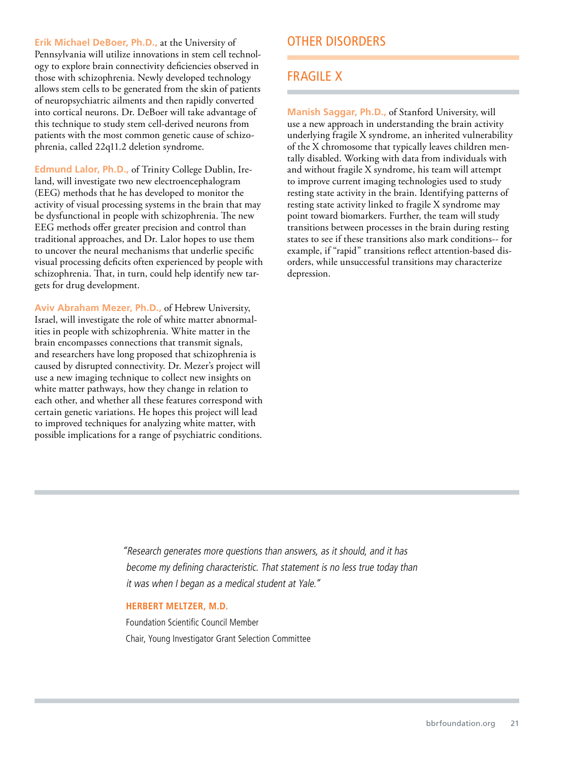**Erik Michael DeBoer, Ph.D.,** at the University of Pennsylvania will utilize innovations in stem cell technology to explore brain connectivity deficiencies observed in those with schizophrenia. Newly developed technology allows stem cells to be generated from the skin of patients of neuropsychiatric ailments and then rapidly converted into cortical neurons. Dr. DeBoer will take advantage of this technique to study stem cell-derived neurons from patients with the most common genetic cause of schizophrenia, called 22q11.2 deletion syndrome.

**Edmund Lalor, Ph.D.,** of Trinity College Dublin, Ireland, will investigate two new electroencephalogram (EEG) methods that he has developed to monitor the activity of visual processing systems in the brain that may be dysfunctional in people with schizophrenia. The new EEG methods offer greater precision and control than traditional approaches, and Dr. Lalor hopes to use them to uncover the neural mechanisms that underlie specific visual processing deficits often experienced by people with schizophrenia. That, in turn, could help identify new targets for drug development.

**Aviv Abraham Mezer, Ph.D.,** of Hebrew University, Israel, will investigate the role of white matter abnormalities in people with schizophrenia. White matter in the brain encompasses connections that transmit signals, and researchers have long proposed that schizophrenia is caused by disrupted connectivity. Dr. Mezer's project will use a new imaging technique to collect new insights on white matter pathways, how they change in relation to each other, and whether all these features correspond with certain genetic variations. He hopes this project will lead to improved techniques for analyzing white matter, with possible implications for a range of psychiatric conditions.

## OTHER DISORDERS

## FRAGILE X

**Manish Saggar, Ph.D.,** of Stanford University, will use a new approach in understanding the brain activity underlying fragile X syndrome, an inherited vulnerability of the X chromosome that typically leaves children mentally disabled. Working with data from individuals with and without fragile X syndrome, his team will attempt to improve current imaging technologies used to study resting state activity in the brain. Identifying patterns of resting state activity linked to fragile X syndrome may point toward biomarkers. Further, the team will study transitions between processes in the brain during resting states to see if these transitions also mark conditions-- for example, if "rapid" transitions reflect attention-based disorders, while unsuccessful transitions may characterize depression.

*"Research generates more questions than answers, as it should, and it has become my defining characteristic. That statement is no less true today than it was when I began as a medical student at Yale."*

**HERBERT MELTZER, M.D.**

Foundation Scientific Council Member

Chair, Young Investigator Grant Selection Committee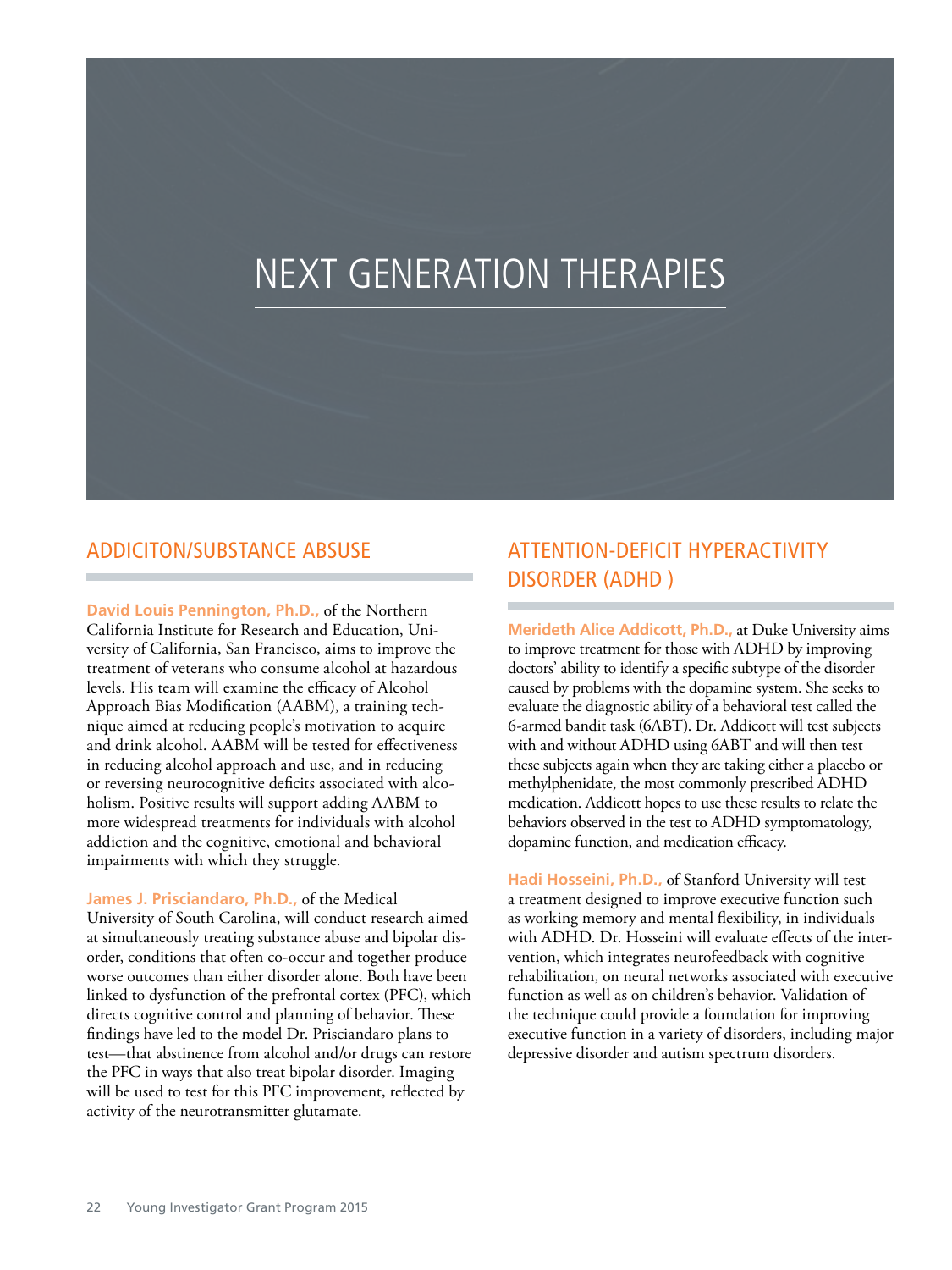# NEXT GENERATION THERAPIES

## ADDICITON/SUBSTANCE ABUSE

**David Louis Pennington, Ph.D.,** of the Northern California Institute for Research and Education, University of California, San Francisco, aims to improve the treatment of veterans who consume alcohol at hazardous levels. His team will examine the efficacy of Alcohol Approach Bias Modification (AABM), a training technique aimed at reducing people's motivation to acquire and drink alcohol. AABM will be tested for effectiveness in reducing alcohol approach and use, and in reducing or reversing neurocognitive deficits associated with alcoholism. Positive results will support adding AABM to more widespread treatments for individuals with alcohol addiction and the cognitive, emotional and behavioral impairments with which they struggle.

**James J. Prisciandaro, Ph.D.,** of the Medical University of South Carolina, will conduct research aimed at simultaneously treating substance abuse and bipolar disorder, conditions that often co-occur and together produce worse outcomes than either disorder alone. Both have been linked to dysfunction of the prefrontal cortex (PFC), which directs cognitive control and planning of behavior. These findings have led to the model Dr. Prisciandaro plans to test—that abstinence from alcohol and/or drugs can restore the PFC in ways that also treat bipolar disorder. Imaging will be used to test for this PFC improvement, reflected by activity of the neurotransmitter glutamate.

## ATTENTION-DEFICIT HYPERACTIVITY DISORDER (ADHD )

**Merideth Alice Addicott, Ph.D.,** at Duke University aims to improve treatment for those with ADHD by improving doctors' ability to identify a specific subtype of the disorder caused by problems with the dopamine system. She seeks to evaluate the diagnostic ability of a behavioral test called the 6-armed bandit task (6ABT). Dr. Addicott will test subjects with and without ADHD using 6ABT and will then test these subjects again when they are taking either a placebo or methylphenidate, the most commonly prescribed ADHD medication. Addicott hopes to use these results to relate the behaviors observed in the test to ADHD symptomatology, dopamine function, and medication efficacy.

**Hadi Hosseini, Ph.D.,** of Stanford University will test a treatment designed to improve executive function such as working memory and mental flexibility, in individuals with ADHD. Dr. Hosseini will evaluate effects of the intervention, which integrates neurofeedback with cognitive rehabilitation, on neural networks associated with executive function as well as on children's behavior. Validation of the technique could provide a foundation for improving executive function in a variety of disorders, including major depressive disorder and autism spectrum disorders.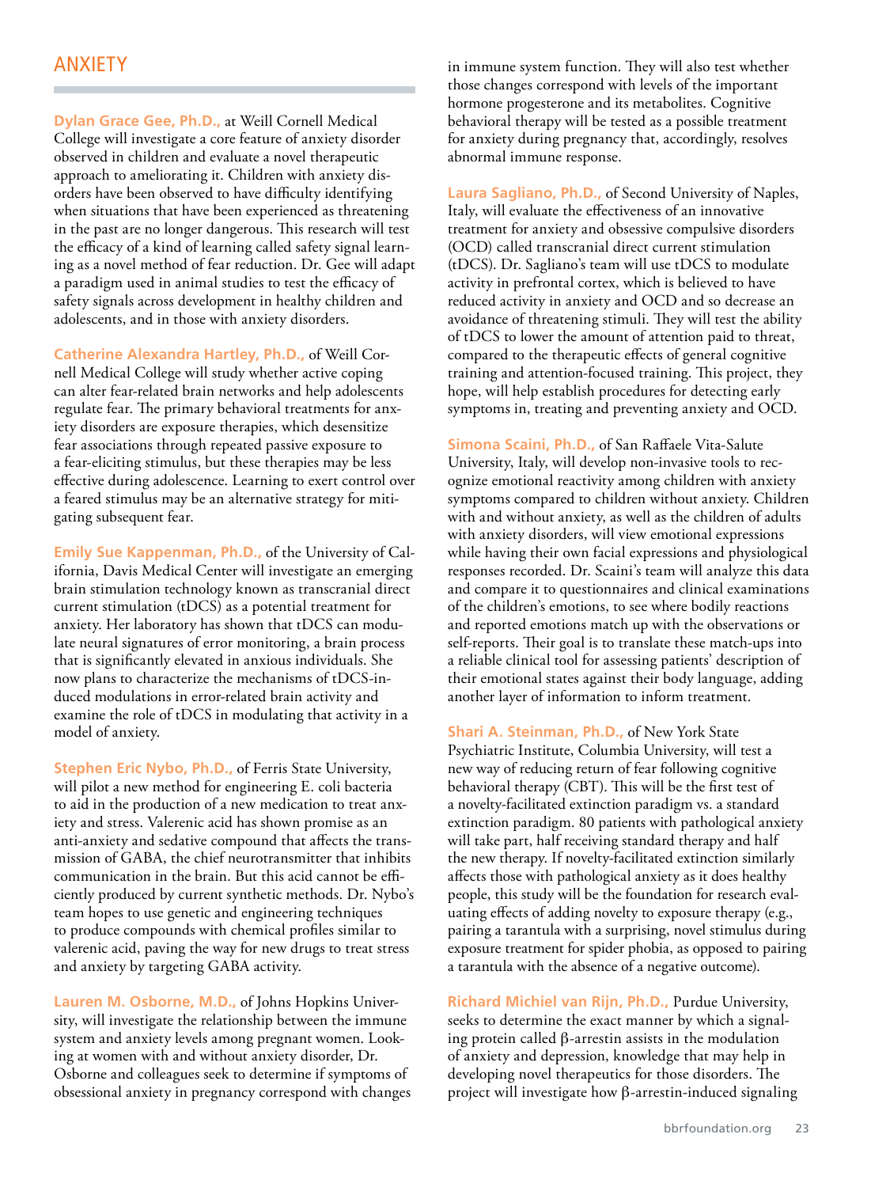## ANXIETY

**Dylan Grace Gee, Ph.D.,** at Weill Cornell Medical College will investigate a core feature of anxiety disorder observed in children and evaluate a novel therapeutic approach to ameliorating it. Children with anxiety disorders have been observed to have difficulty identifying when situations that have been experienced as threatening in the past are no longer dangerous. This research will test the efficacy of a kind of learning called safety signal learning as a novel method of fear reduction. Dr. Gee will adapt a paradigm used in animal studies to test the efficacy of safety signals across development in healthy children and adolescents, and in those with anxiety disorders.

**Catherine Alexandra Hartley, Ph.D.,** of Weill Cornell Medical College will study whether active coping can alter fear-related brain networks and help adolescents regulate fear. The primary behavioral treatments for anxiety disorders are exposure therapies, which desensitize fear associations through repeated passive exposure to a fear-eliciting stimulus, but these therapies may be less effective during adolescence. Learning to exert control over a feared stimulus may be an alternative strategy for mitigating subsequent fear.

**Emily Sue Kappenman, Ph.D.,** of the University of California, Davis Medical Center will investigate an emerging brain stimulation technology known as transcranial direct current stimulation (tDCS) as a potential treatment for anxiety. Her laboratory has shown that tDCS can modulate neural signatures of error monitoring, a brain process that is significantly elevated in anxious individuals. She now plans to characterize the mechanisms of tDCS-induced modulations in error-related brain activity and examine the role of tDCS in modulating that activity in a model of anxiety.

**Stephen Eric Nybo, Ph.D.,** of Ferris State University, will pilot a new method for engineering E. coli bacteria to aid in the production of a new medication to treat anxiety and stress. Valerenic acid has shown promise as an anti-anxiety and sedative compound that affects the transmission of GABA, the chief neurotransmitter that inhibits communication in the brain. But this acid cannot be efficiently produced by current synthetic methods. Dr. Nybo's team hopes to use genetic and engineering techniques to produce compounds with chemical profiles similar to valerenic acid, paving the way for new drugs to treat stress and anxiety by targeting GABA activity.

**Lauren M. Osborne, M.D.,** of Johns Hopkins University, will investigate the relationship between the immune system and anxiety levels among pregnant women. Looking at women with and without anxiety disorder, Dr. Osborne and colleagues seek to determine if symptoms of obsessional anxiety in pregnancy correspond with changes in immune system function. They will also test whether those changes correspond with levels of the important hormone progesterone and its metabolites. Cognitive behavioral therapy will be tested as a possible treatment for anxiety during pregnancy that, accordingly, resolves abnormal immune response.

**Laura Sagliano, Ph.D.,** of Second University of Naples, Italy, will evaluate the effectiveness of an innovative treatment for anxiety and obsessive compulsive disorders (OCD) called transcranial direct current stimulation (tDCS). Dr. Sagliano's team will use tDCS to modulate activity in prefrontal cortex, which is believed to have reduced activity in anxiety and OCD and so decrease an avoidance of threatening stimuli. They will test the ability of tDCS to lower the amount of attention paid to threat, compared to the therapeutic effects of general cognitive training and attention-focused training. This project, they hope, will help establish procedures for detecting early symptoms in, treating and preventing anxiety and OCD.

**Simona Scaini, Ph.D.,** of San Raffaele Vita-Salute University, Italy, will develop non-invasive tools to recognize emotional reactivity among children with anxiety symptoms compared to children without anxiety. Children with and without anxiety, as well as the children of adults with anxiety disorders, will view emotional expressions while having their own facial expressions and physiological responses recorded. Dr. Scaini's team will analyze this data and compare it to questionnaires and clinical examinations of the children's emotions, to see where bodily reactions and reported emotions match up with the observations or self-reports. Their goal is to translate these match-ups into a reliable clinical tool for assessing patients' description of their emotional states against their body language, adding another layer of information to inform treatment.

**Shari A. Steinman, Ph.D.,** of New York State Psychiatric Institute, Columbia University, will test a new way of reducing return of fear following cognitive behavioral therapy (CBT). This will be the first test of a novelty-facilitated extinction paradigm vs. a standard extinction paradigm. 80 patients with pathological anxiety will take part, half receiving standard therapy and half the new therapy. If novelty-facilitated extinction similarly affects those with pathological anxiety as it does healthy people, this study will be the foundation for research evaluating effects of adding novelty to exposure therapy (e.g., pairing a tarantula with a surprising, novel stimulus during exposure treatment for spider phobia, as opposed to pairing a tarantula with the absence of a negative outcome).

**Richard Michiel van Rijn, Ph.D.,** Purdue University, seeks to determine the exact manner by which a signaling protein called β-arrestin assists in the modulation of anxiety and depression, knowledge that may help in developing novel therapeutics for those disorders. The project will investigate how β-arrestin-induced signaling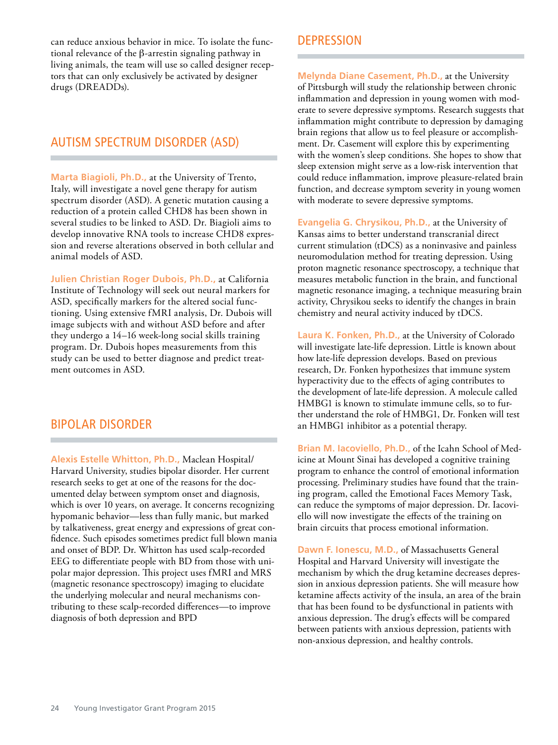can reduce anxious behavior in mice. To isolate the functional relevance of the β-arrestin signaling pathway in living animals, the team will use so called designer receptors that can only exclusively be activated by designer drugs (DREADDs).

## AUTISM SPECTRUM DISORDER (ASD)

**Marta Biagioli, Ph.D.,** at the University of Trento, Italy, will investigate a novel gene therapy for autism spectrum disorder (ASD). A genetic mutation causing a reduction of a protein called CHD8 has been shown in several studies to be linked to ASD. Dr. Biagioli aims to develop innovative RNA tools to increase CHD8 expression and reverse alterations observed in both cellular and animal models of ASD.

**Julien Christian Roger Dubois, Ph.D.,** at California Institute of Technology will seek out neural markers for ASD, specifically markers for the altered social functioning. Using extensive fMRI analysis, Dr. Dubois will image subjects with and without ASD before and after they undergo a 14–16 week-long social skills training program. Dr. Dubois hopes measurements from this study can be used to better diagnose and predict treatment outcomes in ASD.

## BIPOLAR DISORDER

**Alexis Estelle Whitton, Ph.D.,** Maclean Hospital/ Harvard University, studies bipolar disorder. Her current research seeks to get at one of the reasons for the documented delay between symptom onset and diagnosis, which is over 10 years, on average. It concerns recognizing hypomanic behavior—less than fully manic, but marked by talkativeness, great energy and expressions of great confidence. Such episodes sometimes predict full blown mania and onset of BDP. Dr. Whitton has used scalp-recorded EEG to differentiate people with BD from those with unipolar major depression. This project uses fMRI and MRS (magnetic resonance spectroscopy) imaging to elucidate the underlying molecular and neural mechanisms contributing to these scalp-recorded differences—to improve diagnosis of both depression and BPD

## DEPRESSION

**Melynda Diane Casement, Ph.D.,** at the University of Pittsburgh will study the relationship between chronic inflammation and depression in young women with moderate to severe depressive symptoms. Research suggests that inflammation might contribute to depression by damaging brain regions that allow us to feel pleasure or accomplishment. Dr. Casement will explore this by experimenting with the women's sleep conditions. She hopes to show that sleep extension might serve as a low-risk intervention that could reduce inflammation, improve pleasure-related brain function, and decrease symptom severity in young women with moderate to severe depressive symptoms.

**Evangelia G. Chrysikou, Ph.D.,** at the University of Kansas aims to better understand transcranial direct current stimulation (tDCS) as a noninvasive and painless neuromodulation method for treating depression. Using proton magnetic resonance spectroscopy, a technique that measures metabolic function in the brain, and functional magnetic resonance imaging, a technique measuring brain activity, Chrysikou seeks to identify the changes in brain chemistry and neural activity induced by tDCS.

**Laura K. Fonken, Ph.D.,** at the University of Colorado will investigate late-life depression. Little is known about how late-life depression develops. Based on previous research, Dr. Fonken hypothesizes that immune system hyperactivity due to the effects of aging contributes to the development of late-life depression. A molecule called HMBG1 is known to stimulate immune cells, so to further understand the role of HMBG1, Dr. Fonken will test an HMBG1 inhibitor as a potential therapy.

**Brian M. Iacoviello, Ph.D.,** of the Icahn School of Medicine at Mount Sinai has developed a cognitive training program to enhance the control of emotional information processing. Preliminary studies have found that the training program, called the Emotional Faces Memory Task, can reduce the symptoms of major depression. Dr. Iacoviello will now investigate the effects of the training on brain circuits that process emotional information.

**Dawn F. Ionescu, M.D.,** of Massachusetts General Hospital and Harvard University will investigate the mechanism by which the drug ketamine decreases depression in anxious depression patients. She will measure how ketamine affects activity of the insula, an area of the brain that has been found to be dysfunctional in patients with anxious depression. The drug's effects will be compared between patients with anxious depression, patients with non-anxious depression, and healthy controls.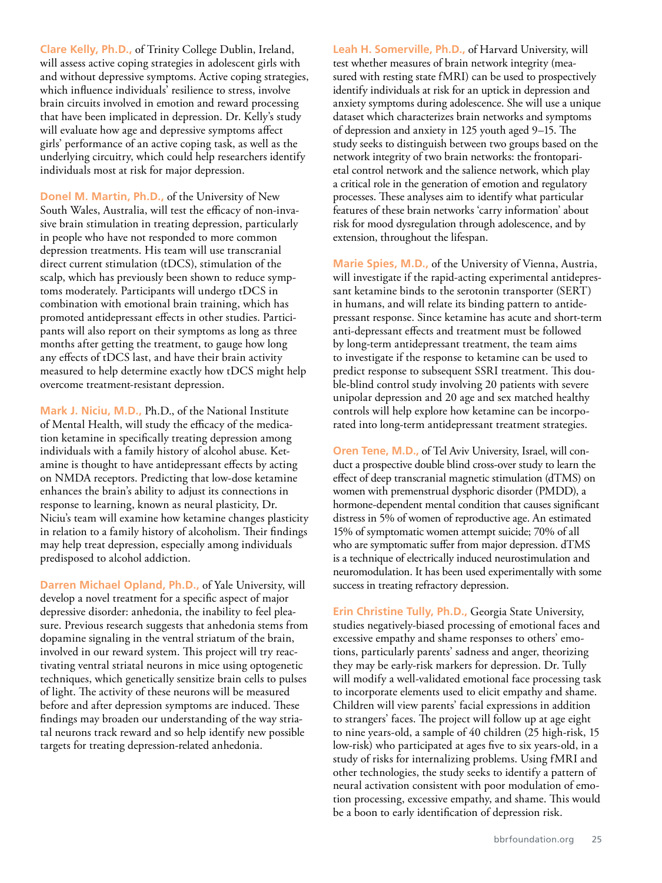**Clare Kelly, Ph.D.,** of Trinity College Dublin, Ireland, will assess active coping strategies in adolescent girls with and without depressive symptoms. Active coping strategies, which influence individuals' resilience to stress, involve brain circuits involved in emotion and reward processing that have been implicated in depression. Dr. Kelly's study will evaluate how age and depressive symptoms affect girls' performance of an active coping task, as well as the underlying circuitry, which could help researchers identify individuals most at risk for major depression.

**Donel M. Martin, Ph.D.,** of the University of New South Wales, Australia, will test the efficacy of non-invasive brain stimulation in treating depression, particularly in people who have not responded to more common depression treatments. His team will use transcranial direct current stimulation (tDCS), stimulation of the scalp, which has previously been shown to reduce symptoms moderately. Participants will undergo tDCS in combination with emotional brain training, which has promoted antidepressant effects in other studies. Participants will also report on their symptoms as long as three months after getting the treatment, to gauge how long any effects of tDCS last, and have their brain activity measured to help determine exactly how tDCS might help overcome treatment-resistant depression.

**Mark J. Niciu, M.D.,** Ph.D., of the National Institute of Mental Health, will study the efficacy of the medication ketamine in specifically treating depression among individuals with a family history of alcohol abuse. Ketamine is thought to have antidepressant effects by acting on NMDA receptors. Predicting that low-dose ketamine enhances the brain's ability to adjust its connections in response to learning, known as neural plasticity, Dr. Niciu's team will examine how ketamine changes plasticity in relation to a family history of alcoholism. Their findings may help treat depression, especially among individuals predisposed to alcohol addiction.

**Darren Michael Opland, Ph.D.,** of Yale University, will develop a novel treatment for a specific aspect of major depressive disorder: anhedonia, the inability to feel pleasure. Previous research suggests that anhedonia stems from dopamine signaling in the ventral striatum of the brain, involved in our reward system. This project will try reactivating ventral striatal neurons in mice using optogenetic techniques, which genetically sensitize brain cells to pulses of light. The activity of these neurons will be measured before and after depression symptoms are induced. These findings may broaden our understanding of the way striatal neurons track reward and so help identify new possible targets for treating depression-related anhedonia.

**Leah H. Somerville, Ph.D.,** of Harvard University, will test whether measures of brain network integrity (measured with resting state fMRI) can be used to prospectively identify individuals at risk for an uptick in depression and anxiety symptoms during adolescence. She will use a unique dataset which characterizes brain networks and symptoms of depression and anxiety in 125 youth aged 9–15. The study seeks to distinguish between two groups based on the network integrity of two brain networks: the frontoparietal control network and the salience network, which play a critical role in the generation of emotion and regulatory processes. These analyses aim to identify what particular features of these brain networks 'carry information' about risk for mood dysregulation through adolescence, and by extension, throughout the lifespan.

**Marie Spies, M.D.,** of the University of Vienna, Austria, will investigate if the rapid-acting experimental antidepressant ketamine binds to the serotonin transporter (SERT) in humans, and will relate its binding pattern to antidepressant response. Since ketamine has acute and short-term anti-depressant effects and treatment must be followed by long-term antidepressant treatment, the team aims to investigate if the response to ketamine can be used to predict response to subsequent SSRI treatment. This double-blind control study involving 20 patients with severe unipolar depression and 20 age and sex matched healthy controls will help explore how ketamine can be incorporated into long-term antidepressant treatment strategies.

**Oren Tene, M.D.,** of Tel Aviv University, Israel, will conduct a prospective double blind cross-over study to learn the effect of deep transcranial magnetic stimulation (dTMS) on women with premenstrual dysphoric disorder (PMDD), a hormone-dependent mental condition that causes significant distress in 5% of women of reproductive age. An estimated 15% of symptomatic women attempt suicide; 70% of all who are symptomatic suffer from major depression. dTMS is a technique of electrically induced neurostimulation and neuromodulation. It has been used experimentally with some success in treating refractory depression.

**Erin Christine Tully, Ph.D.,** Georgia State University, studies negatively-biased processing of emotional faces and excessive empathy and shame responses to others' emotions, particularly parents' sadness and anger, theorizing they may be early-risk markers for depression. Dr. Tully will modify a well-validated emotional face processing task to incorporate elements used to elicit empathy and shame. Children will view parents' facial expressions in addition to strangers' faces. The project will follow up at age eight to nine years-old, a sample of 40 children (25 high-risk, 15 low-risk) who participated at ages five to six years-old, in a study of risks for internalizing problems. Using fMRI and other technologies, the study seeks to identify a pattern of neural activation consistent with poor modulation of emotion processing, excessive empathy, and shame. This would be a boon to early identification of depression risk.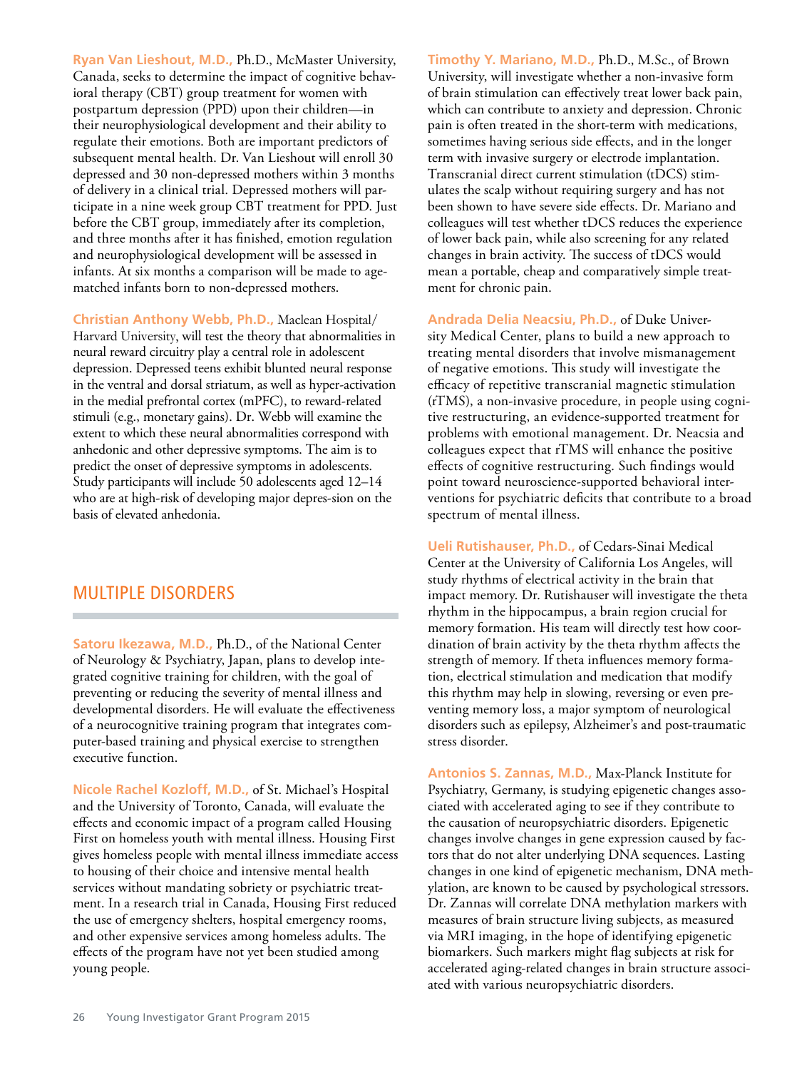**Ryan Van Lieshout, M.D.,** Ph.D., McMaster University, Canada, seeks to determine the impact of cognitive behavioral therapy (CBT) group treatment for women with postpartum depression (PPD) upon their children—in their neurophysiological development and their ability to regulate their emotions. Both are important predictors of subsequent mental health. Dr. Van Lieshout will enroll 30 depressed and 30 non-depressed mothers within 3 months of delivery in a clinical trial. Depressed mothers will participate in a nine week group CBT treatment for PPD. Just before the CBT group, immediately after its completion, and three months after it has finished, emotion regulation and neurophysiological development will be assessed in infants. At six months a comparison will be made to age-matched infants born to non-depressed mothers.

**Christian Anthony Webb, Ph.D.,** Maclean Hospital/Harvard University, will test the theory that abnormalities in neural reward circuitry play a central role in adolescent depression. Depressed teens exhibit blunted neural response in the ventral and dorsal striatum, as well as hyper-activation in the medial prefrontal cortex (mPFC), to reward-related stimuli (e.g., monetary gains). Dr. Webb will examine the extent to which these neural abnormalities correspond with anhedonic and other depressive symptoms. The aim is to predict the onset of depressive symptoms in adolescents. Study participants will include 50 adolescents aged 12–14 who are at high-risk of developing major depres-sion on the basis of elevated anhedonia.

## MULTIPLE DISORDERS

**Satoru Ikezawa, M.D.,** Ph.D., of the National Center of Neurology & Psychiatry, Japan, plans to develop integrated cognitive training for children, with the goal of preventing or reducing the severity of mental illness and developmental disorders. He will evaluate the effectiveness of a neurocognitive training program that integrates computer-based training and physical exercise to strengthen executive function.

**Nicole Rachel Kozloff, M.D.,** of St. Michael's Hospital and the University of Toronto, Canada, will evaluate the effects and economic impact of a program called Housing First on homeless youth with mental illness. Housing First gives homeless people with mental illness immediate access to housing of their choice and intensive mental health services without mandating sobriety or psychiatric treatment. In a research trial in Canada, Housing First reduced the use of emergency shelters, hospital emergency rooms, and other expensive services among homeless adults. The effects of the program have not yet been studied among young people.

**Timothy Y. Mariano, M.D.,** Ph.D., M.Sc., of Brown University, will investigate whether a non-invasive form of brain stimulation can effectively treat lower back pain, which can contribute to anxiety and depression. Chronic pain is often treated in the short-term with medications, sometimes having serious side effects, and in the longer term with invasive surgery or electrode implantation. Transcranial direct current stimulation (tDCS) stimulates the scalp without requiring surgery and has not been shown to have severe side effects. Dr. Mariano and colleagues will test whether tDCS reduces the experience of lower back pain, while also screening for any related changes in brain activity. The success of tDCS would mean a portable, cheap and comparatively simple treatment for chronic pain.

**Andrada Delia Neacsiu, Ph.D.,** of Duke University Medical Center, plans to build a new approach to treating mental disorders that involve mismanagement of negative emotions. This study will investigate the efficacy of repetitive transcranial magnetic stimulation (rTMS), a non-invasive procedure, in people using cognitive restructuring, an evidence-supported treatment for problems with emotional management. Dr. Neacsia and colleagues expect that rTMS will enhance the positive effects of cognitive restructuring. Such findings would point toward neuroscience-supported behavioral interventions for psychiatric deficits that contribute to a broad spectrum of mental illness.

**Ueli Rutishauser, Ph.D.,** of Cedars-Sinai Medical Center at the University of California Los Angeles, will study rhythms of electrical activity in the brain that impact memory. Dr. Rutishauser will investigate the theta rhythm in the hippocampus, a brain region crucial for memory formation. His team will directly test how coordination of brain activity by the theta rhythm affects the strength of memory. If theta influences memory formation, electrical stimulation and medication that modify this rhythm may help in slowing, reversing or even preventing memory loss, a major symptom of neurological disorders such as epilepsy, Alzheimer's and post-traumatic stress disorder.

**Antonios S. Zannas, M.D.,** Max-Planck Institute for Psychiatry, Germany, is studying epigenetic changes associated with accelerated aging to see if they contribute to the causation of neuropsychiatric disorders. Epigenetic changes involve changes in gene expression caused by factors that do not alter underlying DNA sequences. Lasting changes in one kind of epigenetic mechanism, DNA methylation, are known to be caused by psychological stressors. Dr. Zannas will correlate DNA methylation markers with measures of brain structure living subjects, as measured via MRI imaging, in the hope of identifying epigenetic biomarkers. Such markers might flag subjects at risk for accelerated aging-related changes in brain structure associated with various neuropsychiatric disorders.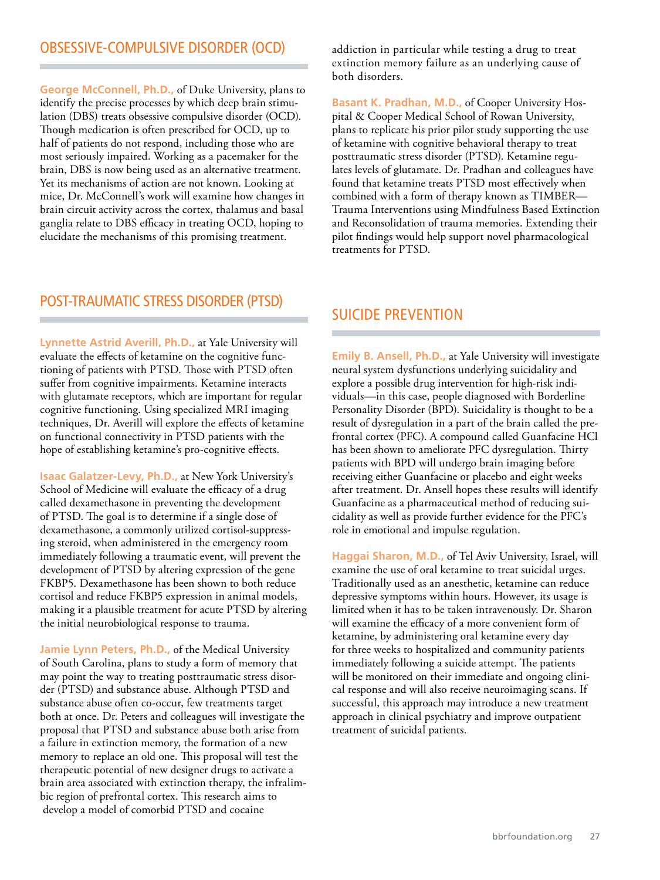## OBSESSIVE-COMPULSIVE DISORDER (OCD)

**George McConnell, Ph.D.,** of Duke University, plans to identify the precise processes by which deep brain stimulation (DBS) treats obsessive compulsive disorder (OCD). Though medication is often prescribed for OCD, up to half of patients do not respond, including those who are most seriously impaired. Working as a pacemaker for the brain, DBS is now being used as an alternative treatment. Yet its mechanisms of action are not known. Looking at mice, Dr. McConnell's work will examine how changes in brain circuit activity across the cortex, thalamus and basal ganglia relate to DBS efficacy in treating OCD, hoping to elucidate the mechanisms of this promising treatment.

## POST-TRAUMATIC STRESS DISORDER (PTSD)

**Lynnette Astrid Averill, Ph.D.,** at Yale University will evaluate the effects of ketamine on the cognitive functioning of patients with PTSD. Those with PTSD often suffer from cognitive impairments. Ketamine interacts with glutamate receptors, which are important for regular cognitive functioning. Using specialized MRI imaging techniques, Dr. Averill will explore the effects of ketamine on functional connectivity in PTSD patients with the hope of establishing ketamine's pro-cognitive effects.

**Isaac Galatzer-Levy, Ph.D.,** at New York University's School of Medicine will evaluate the efficacy of a drug called dexamethasone in preventing the development of PTSD. The goal is to determine if a single dose of dexamethasone, a commonly utilized cortisol-suppressing steroid, when administered in the emergency room immediately following a traumatic event, will prevent the development of PTSD by altering expression of the gene FKBP5. Dexamethasone has been shown to both reduce cortisol and reduce FKBP5 expression in animal models, making it a plausible treatment for acute PTSD by altering the initial neurobiological response to trauma.

**Jamie Lynn Peters, Ph.D.,** of the Medical University of South Carolina, plans to study a form of memory that may point the way to treating posttraumatic stress disorder (PTSD) and substance abuse. Although PTSD and substance abuse often co-occur, few treatments target both at once. Dr. Peters and colleagues will investigate the proposal that PTSD and substance abuse both arise from a failure in extinction memory, the formation of a new memory to replace an old one. This proposal will test the therapeutic potential of new designer drugs to activate a brain area associated with extinction therapy, the infralimbic region of prefrontal cortex. This research aims to develop a model of comorbid PTSD and cocaine addiction in particular while testing a drug to treat extinction memory failure as an underlying cause of both disorders.

**Basant K. Pradhan, M.D.,** of Cooper University Hospital & Cooper Medical School of Rowan University, plans to replicate his prior pilot study supporting the use of ketamine with cognitive behavioral therapy to treat posttraumatic stress disorder (PTSD). Ketamine regulates levels of glutamate. Dr. Pradhan and colleagues have found that ketamine treats PTSD most effectively when combined with a form of therapy known as TIMBER—Trauma Interventions using Mindfulness Based Extinction and Reconsolidation of trauma memories. Extending their pilot findings would help support novel pharmacological treatments for PTSD.

## SUICIDE PREVENTION

**Emily B. Ansell, Ph.D.,** at Yale University will investigate neural system dysfunctions underlying suicidality and explore a possible drug intervention for high-risk individuals—in this case, people diagnosed with Borderline Personality Disorder (BPD). Suicidality is thought to be a result of dysregulation in a part of the brain called the prefrontal cortex (PFC). A compound called Guanfacine HCl has been shown to ameliorate PFC dysregulation. Thirty patients with BPD will undergo brain imaging before receiving either Guanfacine or placebo and eight weeks after treatment. Dr. Ansell hopes these results will identify Guanfacine as a pharmaceutical method of reducing suicidality as well as provide further evidence for the PFC's role in emotional and impulse regulation.

**Haggai Sharon, M.D.,** of Tel Aviv University, Israel, will examine the use of oral ketamine to treat suicidal urges. Traditionally used as an anesthetic, ketamine can reduce depressive symptoms within hours. However, its usage is limited when it has to be taken intravenously. Dr. Sharon will examine the efficacy of a more convenient form of ketamine, by administering oral ketamine every day for three weeks to hospitalized and community patients immediately following a suicide attempt. The patients will be monitored on their immediate and ongoing clinical response and will also receive neuroimaging scans. If successful, this approach may introduce a new treatment approach in clinical psychiatry and improve outpatient treatment of suicidal patients.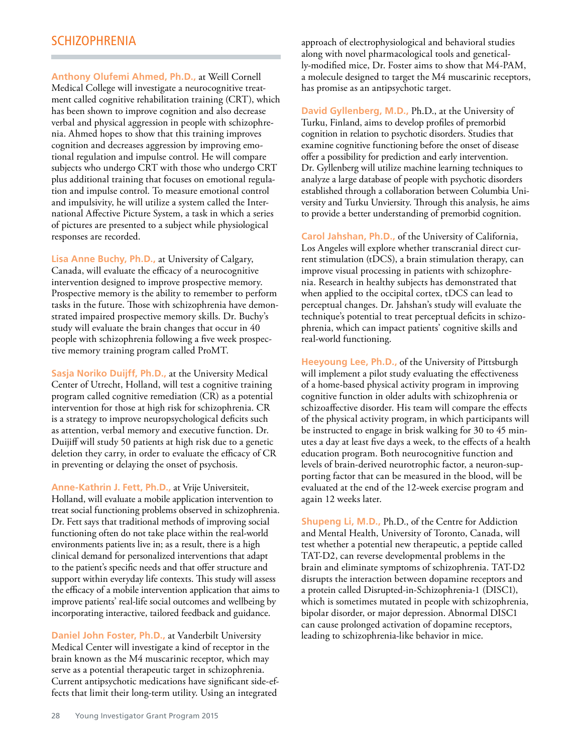## SCHIZOPHRENIA

**Anthony Olufemi Ahmed, Ph.D.,** at Weill Cornell Medical College will investigate a neurocognitive treatment called cognitive rehabilitation training (CRT), which has been shown to improve cognition and also decrease verbal and physical aggression in people with schizophrenia. Ahmed hopes to show that this training improves cognition and decreases aggression by improving emotional regulation and impulse control. He will compare subjects who undergo CRT with those who undergo CRT plus additional training that focuses on emotional regulation and impulse control. To measure emotional control and impulsivity, he will utilize a system called the International Affective Picture System, a task in which a series of pictures are presented to a subject while physiological responses are recorded.

**Lisa Anne Buchy, Ph.D.,** at University of Calgary, Canada, will evaluate the efficacy of a neurocognitive intervention designed to improve prospective memory. Prospective memory is the ability to remember to perform tasks in the future. Those with schizophrenia have demonstrated impaired prospective memory skills. Dr. Buchy's study will evaluate the brain changes that occur in 40 people with schizophrenia following a five week prospective memory training program called ProMT.

**Sasja Noriko Duijff, Ph.D.,** at the University Medical Center of Utrecht, Holland, will test a cognitive training program called cognitive remediation (CR) as a potential intervention for those at high risk for schizophrenia. CR is a strategy to improve neuropsychological deficits such as attention, verbal memory and executive function. Dr. Duijiff will study 50 patients at high risk due to a genetic deletion they carry, in order to evaluate the efficacy of CR in preventing or delaying the onset of psychosis.

**Anne-Kathrin J. Fett, Ph.D.,** at Vrije Universiteit, Holland, will evaluate a mobile application intervention to treat social functioning problems observed in schizophrenia. Dr. Fett says that traditional methods of improving social functioning often do not take place within the real-world environments patients live in; as a result, there is a high clinical demand for personalized interventions that adapt to the patient's specific needs and that offer structure and support within everyday life contexts. This study will assess the efficacy of a mobile intervention application that aims to improve patients' real-life social outcomes and wellbeing by incorporating interactive, tailored feedback and guidance.

**Daniel John Foster, Ph.D.,** at Vanderbilt University Medical Center will investigate a kind of receptor in the brain known as the M4 muscarinic receptor, which may serve as a potential therapeutic target in schizophrenia. Current antipsychotic medications have significant side-effects that limit their long-term utility. Using an integrated approach of electrophysiological and behavioral studies along with novel pharmacological tools and genetically-modified mice, Dr. Foster aims to show that M4-PAM, a molecule designed to target the M4 muscarinic receptors, has promise as an antipsychotic target.

**David Gyllenberg, M.D.,** Ph.D., at the University of Turku, Finland, aims to develop profiles of premorbid cognition in relation to psychotic disorders. Studies that examine cognitive functioning before the onset of disease offer a possibility for prediction and early intervention. Dr. Gyllenberg will utilize machine learning techniques to analyze a large database of people with psychotic disorders established through a collaboration between Columbia University and Turku Unviersity. Through this analysis, he aims to provide a better understanding of premorbid cognition.

**Carol Jahshan, Ph.D.,** of the University of California, Los Angeles will explore whether transcranial direct current stimulation (tDCS), a brain stimulation therapy, can improve visual processing in patients with schizophrenia. Research in healthy subjects has demonstrated that when applied to the occipital cortex, tDCS can lead to perceptual changes. Dr. Jahshan's study will evaluate the technique's potential to treat perceptual deficits in schizophrenia, which can impact patients' cognitive skills and real-world functioning.

**Heeyoung Lee, Ph.D.,** of the University of Pittsburgh will implement a pilot study evaluating the effectiveness of a home-based physical activity program in improving cognitive function in older adults with schizophrenia or schizoaffective disorder. His team will compare the effects of the physical activity program, in which participants will be instructed to engage in brisk walking for 30 to 45 minutes a day at least five days a week, to the effects of a health education program. Both neurocognitive function and levels of brain-derived neurotrophic factor, a neuron-supporting factor that can be measured in the blood, will be evaluated at the end of the 12-week exercise program and again 12 weeks later.

**Shupeng Li, M.D.,** Ph.D., of the Centre for Addiction and Mental Health, University of Toronto, Canada, will test whether a potential new therapeutic, a peptide called TAT-D2, can reverse developmental problems in the brain and eliminate symptoms of schizophrenia. TAT-D2 disrupts the interaction between dopamine receptors and a protein called Disrupted-in-Schizophrenia-1 (DISC1), which is sometimes mutated in people with schizophrenia, bipolar disorder, or major depression. Abnormal DISC1 can cause prolonged activation of dopamine receptors, leading to schizophrenia-like behavior in mice.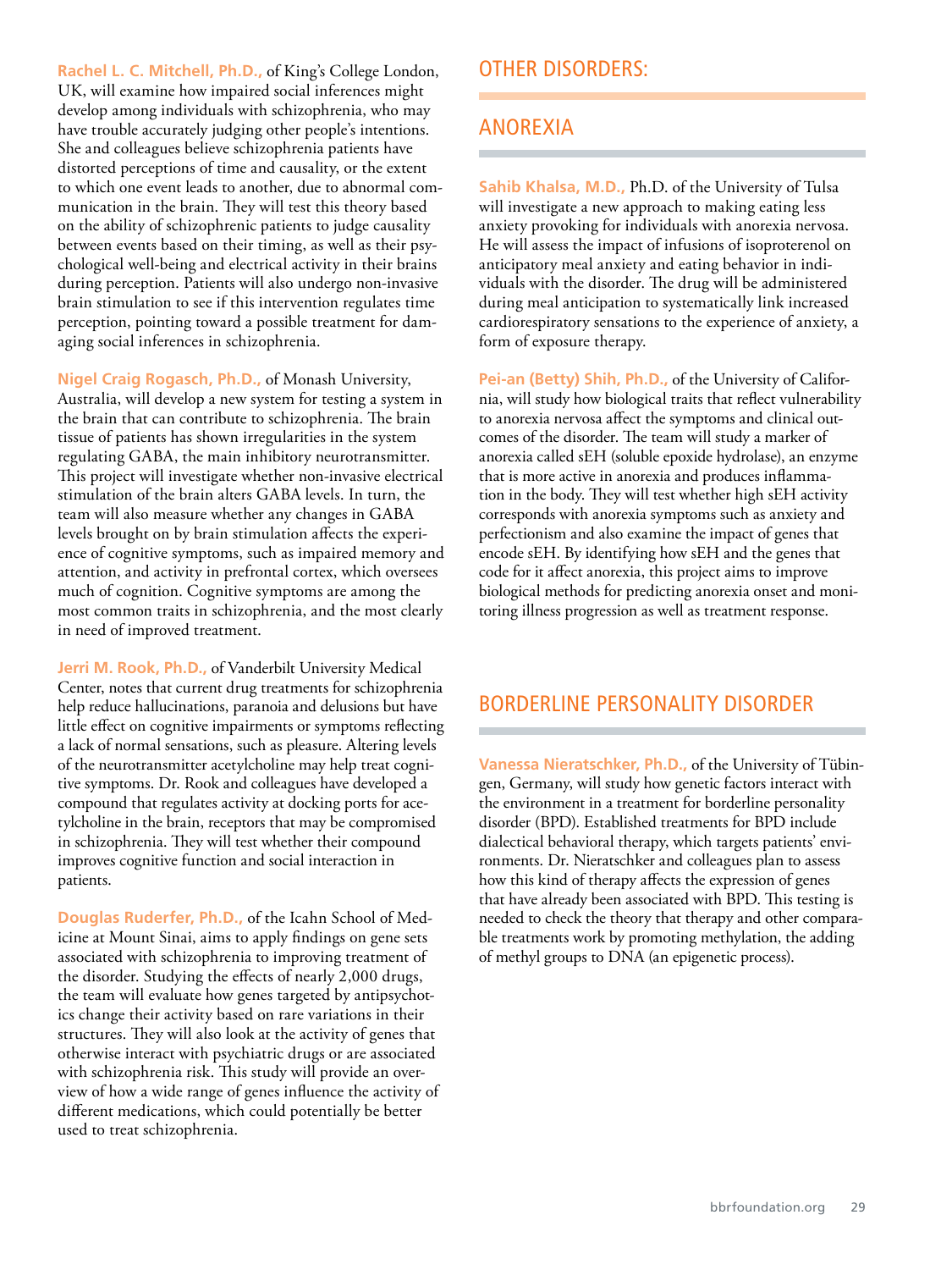**Rachel L. C. Mitchell, Ph.D.,** of King's College London, UK, will examine how impaired social inferences might develop among individuals with schizophrenia, who may have trouble accurately judging other people's intentions. She and colleagues believe schizophrenia patients have distorted perceptions of time and causality, or the extent to which one event leads to another, due to abnormal communication in the brain. They will test this theory based on the ability of schizophrenic patients to judge causality between events based on their timing, as well as their psychological well-being and electrical activity in their brains during perception. Patients will also undergo non-invasive brain stimulation to see if this intervention regulates time perception, pointing toward a possible treatment for damaging social inferences in schizophrenia.

**Nigel Craig Rogasch, Ph.D.,** of Monash University, Australia, will develop a new system for testing a system in the brain that can contribute to schizophrenia. The brain tissue of patients has shown irregularities in the system regulating GABA, the main inhibitory neurotransmitter. This project will investigate whether non-invasive electrical stimulation of the brain alters GABA levels. In turn, the team will also measure whether any changes in GABA levels brought on by brain stimulation affects the experience of cognitive symptoms, such as impaired memory and attention, and activity in prefrontal cortex, which oversees much of cognition. Cognitive symptoms are among the most common traits in schizophrenia, and the most clearly in need of improved treatment.

**Jerri M. Rook, Ph.D.,** of Vanderbilt University Medical Center, notes that current drug treatments for schizophrenia help reduce hallucinations, paranoia and delusions but have little effect on cognitive impairments or symptoms reflecting a lack of normal sensations, such as pleasure. Altering levels of the neurotransmitter acetylcholine may help treat cognitive symptoms. Dr. Rook and colleagues have developed a compound that regulates activity at docking ports for acetylcholine in the brain, receptors that may be compromised in schizophrenia. They will test whether their compound improves cognitive function and social interaction in patients.

**Douglas Ruderfer, Ph.D.,** of the Icahn School of Medicine at Mount Sinai, aims to apply findings on gene sets associated with schizophrenia to improving treatment of the disorder. Studying the effects of nearly 2,000 drugs, the team will evaluate how genes targeted by antipsychotics change their activity based on rare variations in their structures. They will also look at the activity of genes that otherwise interact with psychiatric drugs or are associated with schizophrenia risk. This study will provide an overview of how a wide range of genes influence the activity of different medications, which could potentially be better used to treat schizophrenia.

## OTHER DISORDERS:

## ANOREXIA

**Sahib Khalsa, M.D.,** Ph.D. of the University of Tulsa will investigate a new approach to making eating less anxiety provoking for individuals with anorexia nervosa. He will assess the impact of infusions of isoproterenol on anticipatory meal anxiety and eating behavior in individuals with the disorder. The drug will be administered during meal anticipation to systematically link increased cardiorespiratory sensations to the experience of anxiety, a form of exposure therapy.

**Pei-an (Betty) Shih, Ph.D.,** of the University of California, will study how biological traits that reflect vulnerability to anorexia nervosa affect the symptoms and clinical outcomes of the disorder. The team will study a marker of anorexia called sEH (soluble epoxide hydrolase), an enzyme that is more active in anorexia and produces inflammation in the body. They will test whether high sEH activity corresponds with anorexia symptoms such as anxiety and perfectionism and also examine the impact of genes that encode sEH. By identifying how sEH and the genes that code for it affect anorexia, this project aims to improve biological methods for predicting anorexia onset and monitoring illness progression as well as treatment response.

## BORDERLINE PERSONALITY DISORDER

**Vanessa Nieratschker, Ph.D.,** of the University of Tübingen, Germany, will study how genetic factors interact with the environment in a treatment for borderline personality disorder (BPD). Established treatments for BPD include dialectical behavioral therapy, which targets patients' environments. Dr. Nieratschker and colleagues plan to assess how this kind of therapy affects the expression of genes that have already been associated with BPD. This testing is needed to check the theory that therapy and other comparable treatments work by promoting methylation, the adding of methyl groups to DNA (an epigenetic process).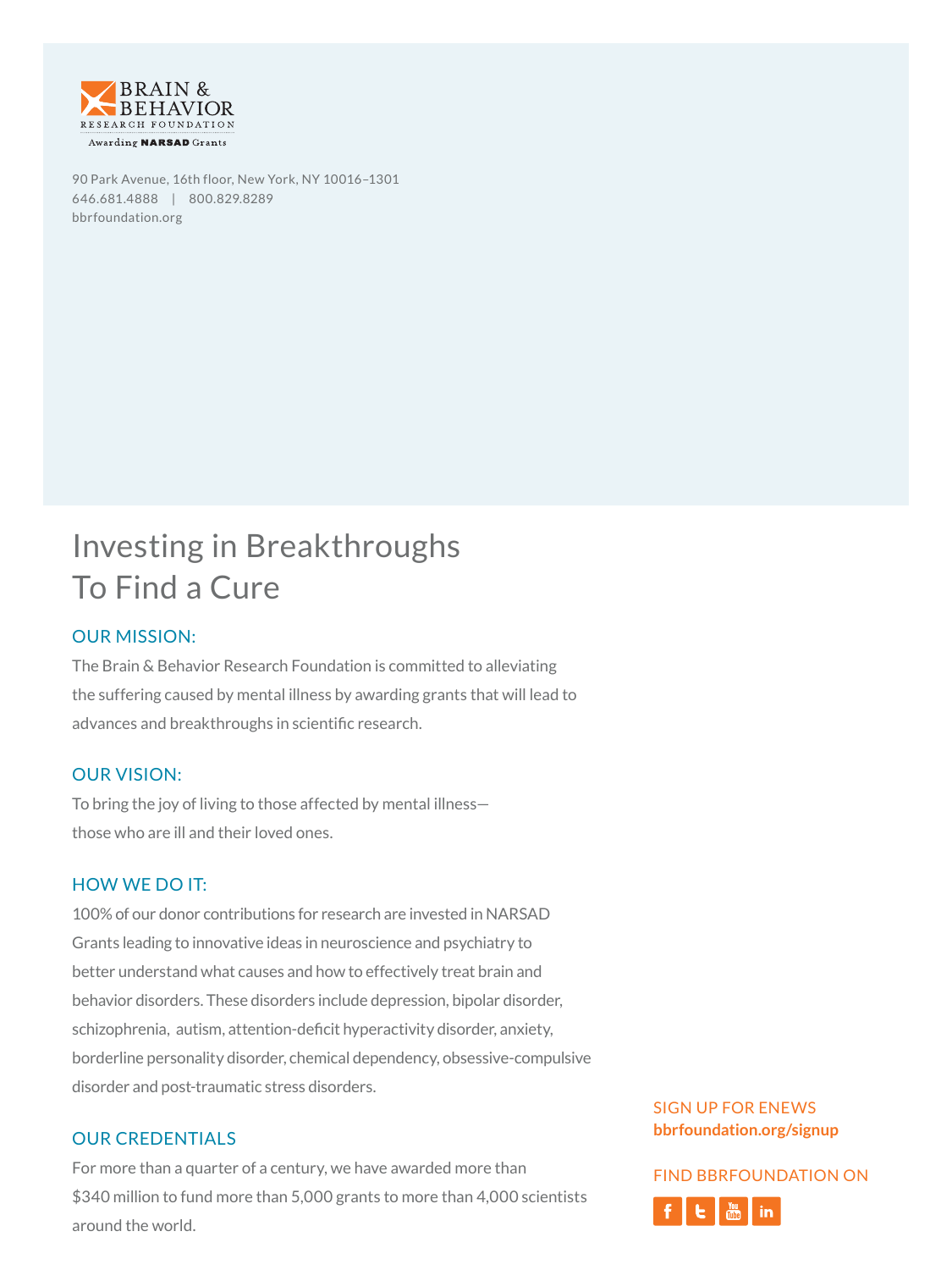BRAIN & BEHAVIOR
RESEARCH FOUNDATION
Awarding NARSAD Grants

90 Park Avenue, 16th floor, New York, NY 10016–1301
646.681.4888 | 800.829.8289
bbrfoundation.org

# Investing in Breakthroughs To Find a Cure

## OUR MISSION:

The Brain & Behavior Research Foundation is committed to alleviating the suffering caused by mental illness by awarding grants that will lead to advances and breakthroughs in scientific research.

## OUR VISION:

To bring the joy of living to those affected by mental illness—those who are ill and their loved ones.

## HOW WE DO IT:

100% of our donor contributions for research are invested in NARSAD Grants leading to innovative ideas in neuroscience and psychiatry to better understand what causes and how to effectively treat brain and behavior disorders. These disorders include depression, bipolar disorder, schizophrenia, autism, attention-deficit hyperactivity disorder, anxiety, borderline personality disorder, chemical dependency, obsessive-compulsive disorder and post-traumatic stress disorders.

## OUR CREDENTIALS

For more than a quarter of a century, we have awarded more than $340 million to fund more than 5,000 grants to more than 4,000 scientists around the world.

SIGN UP FOR ENEWS
**bbrfoundation.org/signup**

FIND BBRFOUNDATION ON